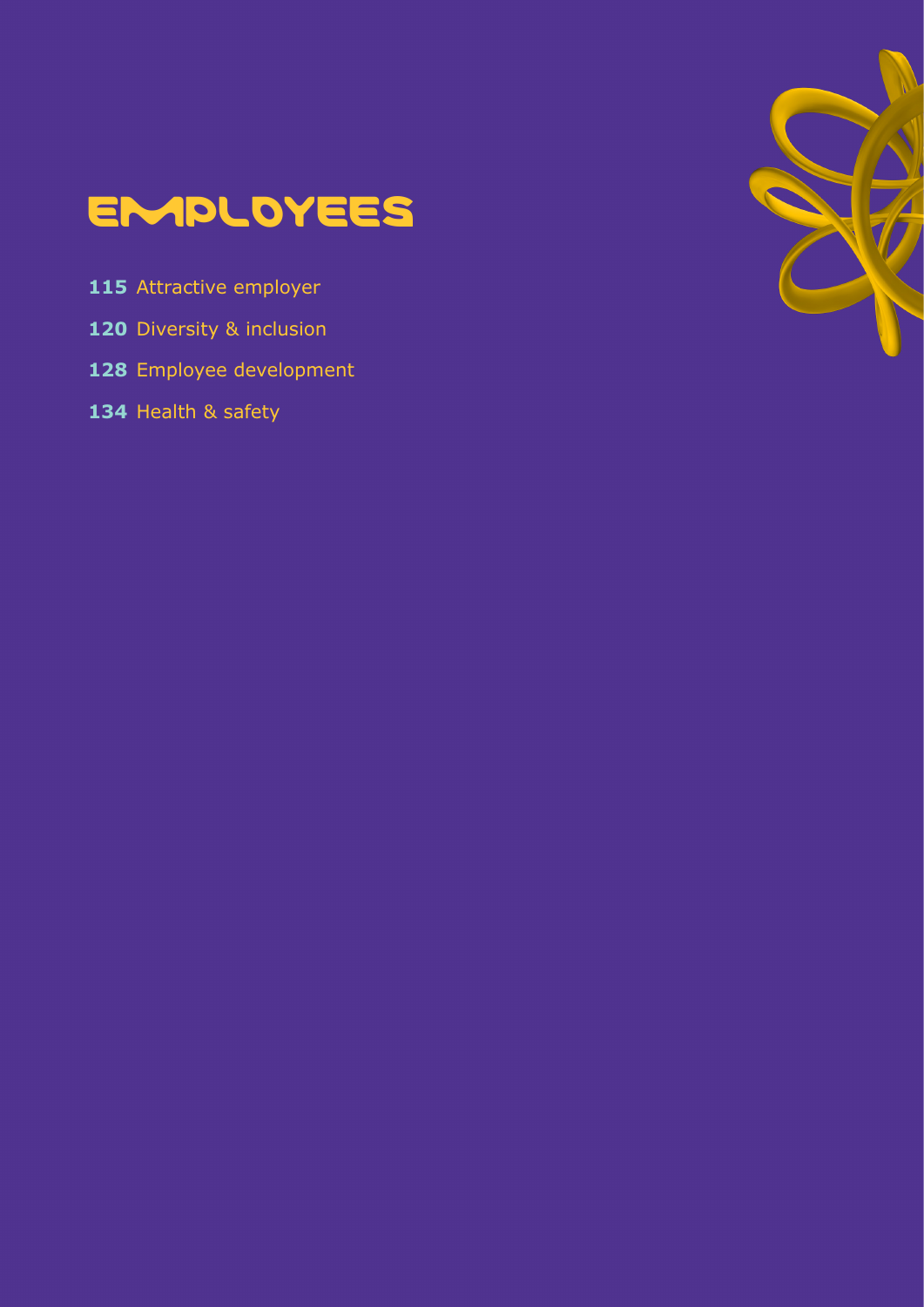# EMPLOYEES

**115** Attractive employer

**120** Diversity & inclusion

**128** Employee development

**134** Health & safety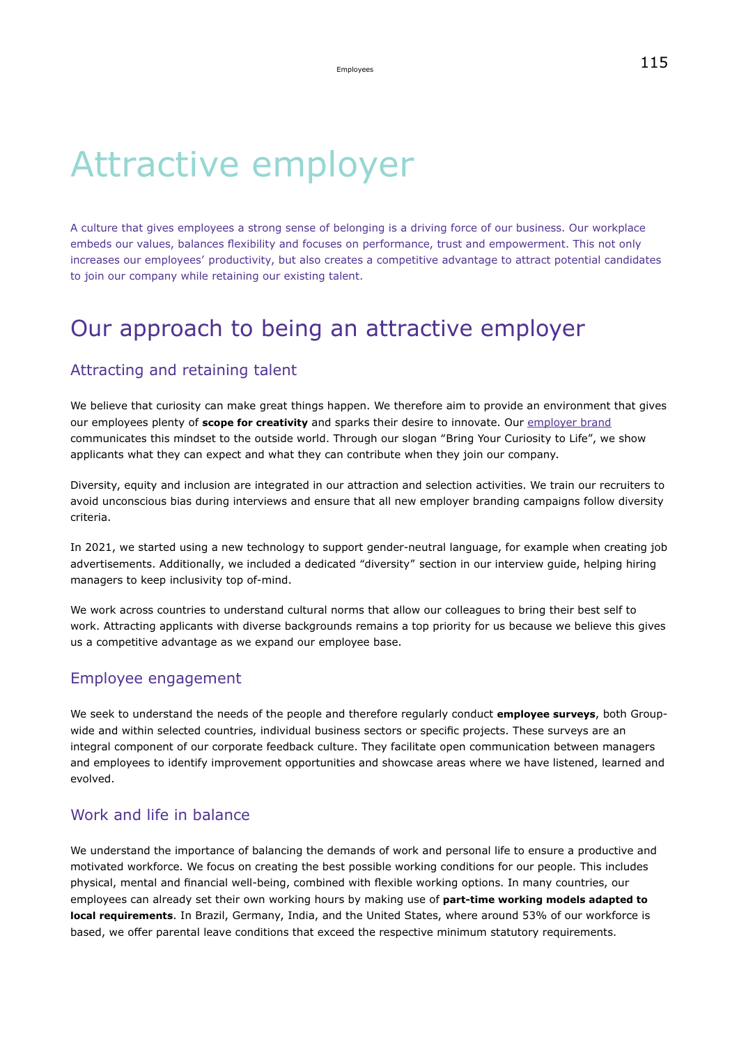# Attractive employer

A culture that gives employees a strong sense of belonging is a driving force of our business. Our workplace embeds our values, balances flexibility and focuses on performance, trust and empowerment. This not only increases our employees' productivity, but also creates a competitive advantage to attract potential candidates to join our company while retaining our existing talent.

## Our approach to being an attractive employer

### Attracting and retaining talent

We believe that curiosity can make great things happen. We therefore aim to provide an environment that gives our employees plenty of **scope for creativity** and sparks their desire to innovate. Our employer brand communicates this mindset to the outside world. Through our slogan "Bring Your Curiosity to Life", we show applicants what they can expect and what they can contribute when they join our company.

Diversity, equity and inclusion are integrated in our attraction and selection activities. We train our recruiters to avoid unconscious bias during interviews and ensure that all new employer branding campaigns follow diversity criteria.

In 2021, we started using a new technology to support gender-neutral language, for example when creating job advertisements. Additionally, we included a dedicated "diversity" section in our interview guide, helping hiring managers to keep inclusivity top of-mind.

We work across countries to understand cultural norms that allow our colleagues to bring their best self to work. Attracting applicants with diverse backgrounds remains a top priority for us because we believe this gives us a competitive advantage as we expand our employee base.

### Employee engagement

We seek to understand the needs of the people and therefore regularly conduct **employee surveys**, both Group-wide and within selected countries, individual business sectors or specific projects. These surveys are an integral component of our corporate feedback culture. They facilitate open communication between managers and employees to identify improvement opportunities and showcase areas where we have listened, learned and evolved.

### Work and life in balance

We understand the importance of balancing the demands of work and personal life to ensure a productive and motivated workforce. We focus on creating the best possible working conditions for our people. This includes physical, mental and financial well-being, combined with flexible working options. In many countries, our employees can already set their own working hours by making use of **part-time working models adapted to local requirements**. In Brazil, Germany, India, and the United States, where around 53% of our workforce is based, we offer parental leave conditions that exceed the respective minimum statutory requirements.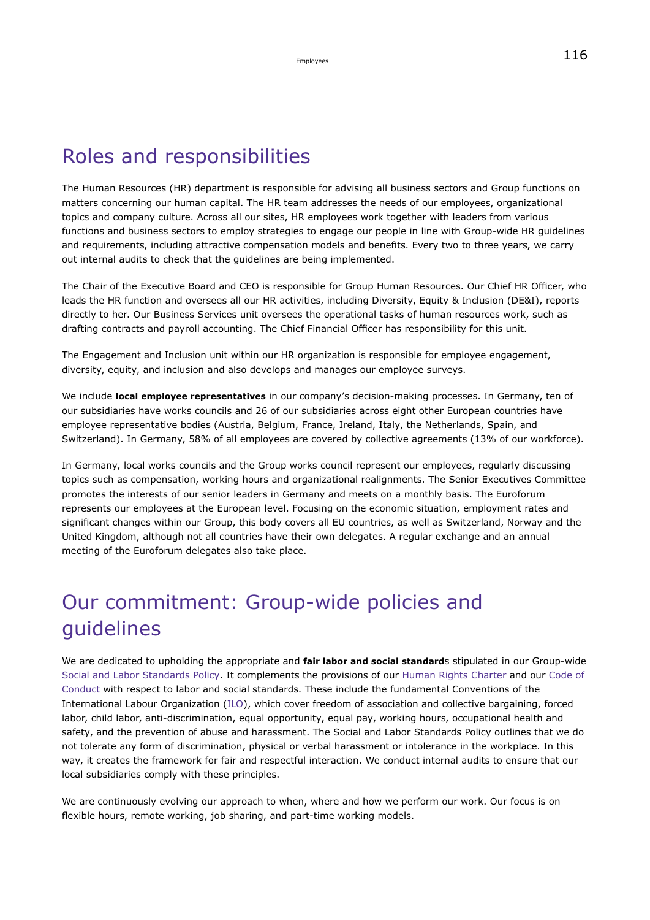# Roles and responsibilities

The Human Resources (HR) department is responsible for advising all business sectors and Group functions on matters concerning our human capital. The HR team addresses the needs of our employees, organizational topics and company culture. Across all our sites, HR employees work together with leaders from various functions and business sectors to employ strategies to engage our people in line with Group-wide HR guidelines and requirements, including attractive compensation models and benefits. Every two to three years, we carry out internal audits to check that the guidelines are being implemented.

The Chair of the Executive Board and CEO is responsible for Group Human Resources. Our Chief HR Officer, who leads the HR function and oversees all our HR activities, including Diversity, Equity & Inclusion (DE&I), reports directly to her. Our Business Services unit oversees the operational tasks of human resources work, such as drafting contracts and payroll accounting. The Chief Financial Officer has responsibility for this unit.

The Engagement and Inclusion unit within our HR organization is responsible for employee engagement, diversity, equity, and inclusion and also develops and manages our employee surveys.

We include **local employee representatives** in our company's decision-making processes. In Germany, ten of our subsidiaries have works councils and 26 of our subsidiaries across eight other European countries have employee representative bodies (Austria, Belgium, France, Ireland, Italy, the Netherlands, Spain, and Switzerland). In Germany, 58% of all employees are covered by collective agreements (13% of our workforce).

In Germany, local works councils and the Group works council represent our employees, regularly discussing topics such as compensation, working hours and organizational realignments. The Senior Executives Committee promotes the interests of our senior leaders in Germany and meets on a monthly basis. The Euroforum represents our employees at the European level. Focusing on the economic situation, employment rates and significant changes within our Group, this body covers all EU countries, as well as Switzerland, Norway and the United Kingdom, although not all countries have their own delegates. A regular exchange and an annual meeting of the Euroforum delegates also take place.

# Our commitment: Group-wide policies and guidelines

We are dedicated to upholding the appropriate and **fair labor and social standard**s stipulated in our Group-wide Social and Labor Standards Policy. It complements the provisions of our Human Rights Charter and our Code of Conduct with respect to labor and social standards. These include the fundamental Conventions of the International Labour Organization (ILO), which cover freedom of association and collective bargaining, forced labor, child labor, anti-discrimination, equal opportunity, equal pay, working hours, occupational health and safety, and the prevention of abuse and harassment. The Social and Labor Standards Policy outlines that we do not tolerate any form of discrimination, physical or verbal harassment or intolerance in the workplace. In this way, it creates the framework for fair and respectful interaction. We conduct internal audits to ensure that our local subsidiaries comply with these principles.

We are continuously evolving our approach to when, where and how we perform our work. Our focus is on flexible hours, remote working, job sharing, and part-time working models.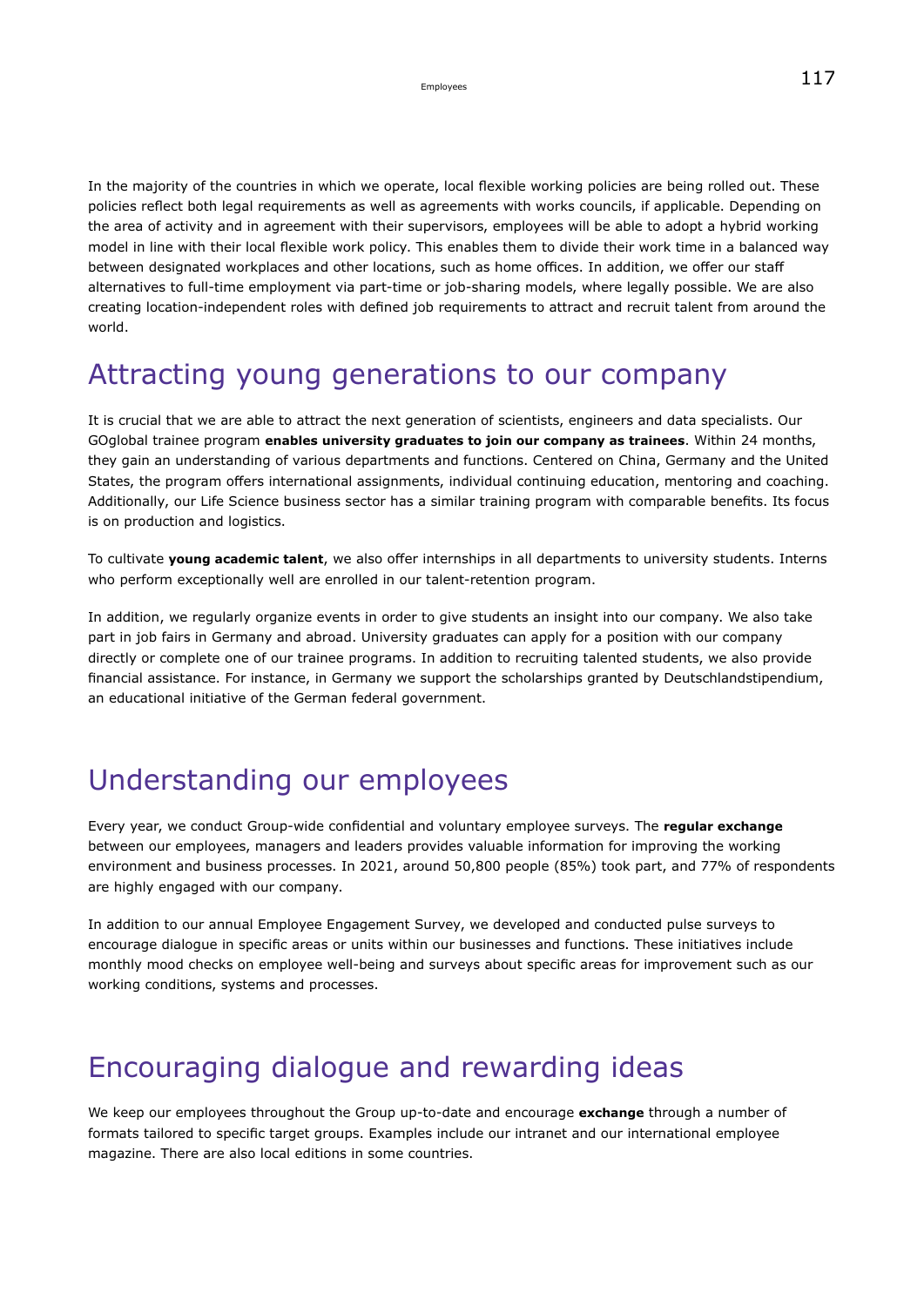In the majority of the countries in which we operate, local flexible working policies are being rolled out. These policies reflect both legal requirements as well as agreements with works councils, if applicable. Depending on the area of activity and in agreement with their supervisors, employees will be able to adopt a hybrid working model in line with their local flexible work policy. This enables them to divide their work time in a balanced way between designated workplaces and other locations, such as home offices. In addition, we offer our staff alternatives to full-time employment via part-time or job-sharing models, where legally possible. We are also creating location-independent roles with defined job requirements to attract and recruit talent from around the world.

## Attracting young generations to our company

It is crucial that we are able to attract the next generation of scientists, engineers and data specialists. Our GOglobal trainee program **enables university graduates to join our company as trainees**. Within 24 months, they gain an understanding of various departments and functions. Centered on China, Germany and the United States, the program offers international assignments, individual continuing education, mentoring and coaching. Additionally, our Life Science business sector has a similar training program with comparable benefits. Its focus is on production and logistics.

To cultivate **young academic talent**, we also offer internships in all departments to university students. Interns who perform exceptionally well are enrolled in our talent-retention program.

In addition, we regularly organize events in order to give students an insight into our company. We also take part in job fairs in Germany and abroad. University graduates can apply for a position with our company directly or complete one of our trainee programs. In addition to recruiting talented students, we also provide financial assistance. For instance, in Germany we support the scholarships granted by Deutschlandstipendium, an educational initiative of the German federal government.

## Understanding our employees

Every year, we conduct Group-wide confidential and voluntary employee surveys. The **regular exchange** between our employees, managers and leaders provides valuable information for improving the working environment and business processes. In 2021, around 50,800 people (85%) took part, and 77% of respondents are highly engaged with our company.

In addition to our annual Employee Engagement Survey, we developed and conducted pulse surveys to encourage dialogue in specific areas or units within our businesses and functions. These initiatives include monthly mood checks on employee well-being and surveys about specific areas for improvement such as our working conditions, systems and processes.

## Encouraging dialogue and rewarding ideas

We keep our employees throughout the Group up-to-date and encourage **exchange** through a number of formats tailored to specific target groups. Examples include our intranet and our international employee magazine. There are also local editions in some countries.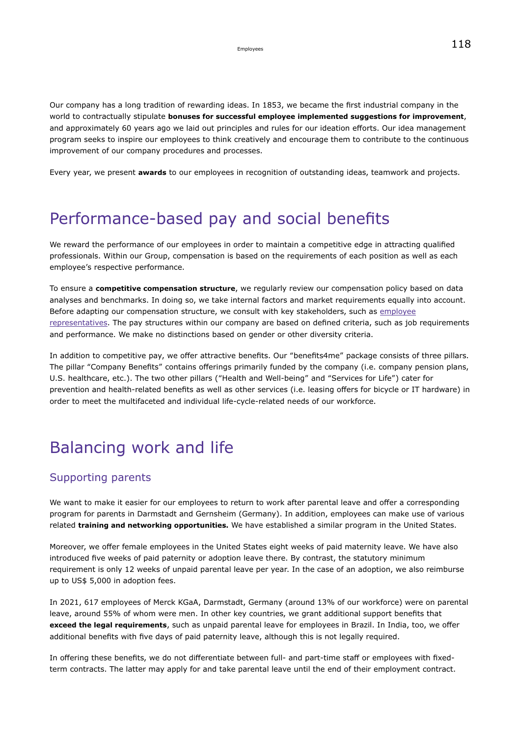Our company has a long tradition of rewarding ideas. In 1853, we became the first industrial company in the world to contractually stipulate **bonuses for successful employee implemented suggestions for improvement**, and approximately 60 years ago we laid out principles and rules for our ideation efforts. Our idea management program seeks to inspire our employees to think creatively and encourage them to contribute to the continuous improvement of our company procedures and processes.

Every year, we present **awards** to our employees in recognition of outstanding ideas, teamwork and projects.

# Performance-based pay and social benefits

We reward the performance of our employees in order to maintain a competitive edge in attracting qualified professionals. Within our Group, compensation is based on the requirements of each position as well as each employee's respective performance.

To ensure a **competitive compensation structure**, we regularly review our compensation policy based on data analyses and benchmarks. In doing so, we take internal factors and market requirements equally into account. Before adapting our compensation structure, we consult with key stakeholders, such as employee representatives. The pay structures within our company are based on defined criteria, such as job requirements and performance. We make no distinctions based on gender or other diversity criteria.

In addition to competitive pay, we offer attractive benefits. Our "benefits4me" package consists of three pillars. The pillar "Company Benefits" contains offerings primarily funded by the company (i.e. company pension plans, U.S. healthcare, etc.). The two other pillars ("Health and Well-being" and "Services for Life") cater for prevention and health-related benefits as well as other services (i.e. leasing offers for bicycle or IT hardware) in order to meet the multifaceted and individual life-cycle-related needs of our workforce.

# Balancing work and life

## Supporting parents

We want to make it easier for our employees to return to work after parental leave and offer a corresponding program for parents in Darmstadt and Gernsheim (Germany). In addition, employees can make use of various related **training and networking opportunities.** We have established a similar program in the United States.

Moreover, we offer female employees in the United States eight weeks of paid maternity leave. We have also introduced five weeks of paid paternity or adoption leave there. By contrast, the statutory minimum requirement is only 12 weeks of unpaid parental leave per year. In the case of an adoption, we also reimburse up to US$ 5,000 in adoption fees.

In 2021, 617 employees of Merck KGaA, Darmstadt, Germany (around 13% of our workforce) were on parental leave, around 55% of whom were men. In other key countries, we grant additional support benefits that **exceed the legal requirements**, such as unpaid parental leave for employees in Brazil. In India, too, we offer additional benefits with five days of paid paternity leave, although this is not legally required.

In offering these benefits, we do not differentiate between full- and part-time staff or employees with fixed-term contracts. The latter may apply for and take parental leave until the end of their employment contract.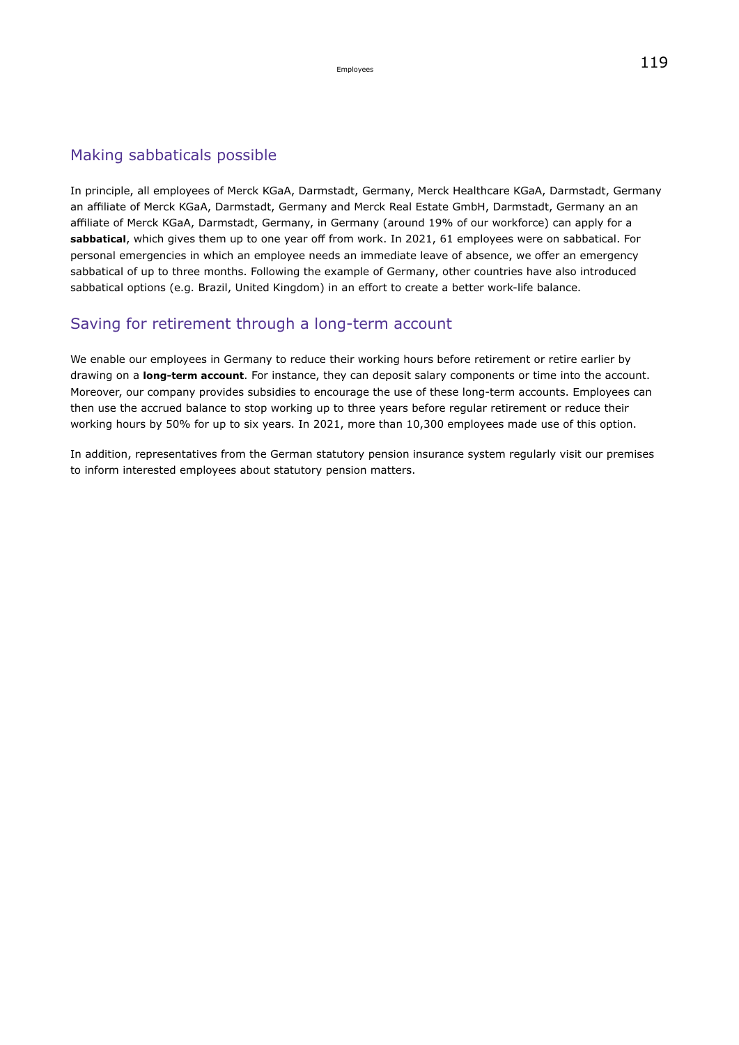## Making sabbaticals possible

In principle, all employees of Merck KGaA, Darmstadt, Germany, Merck Healthcare KGaA, Darmstadt, Germany an affiliate of Merck KGaA, Darmstadt, Germany and Merck Real Estate GmbH, Darmstadt, Germany an an affiliate of Merck KGaA, Darmstadt, Germany, in Germany (around 19% of our workforce) can apply for a **sabbatical**, which gives them up to one year off from work. In 2021, 61 employees were on sabbatical. For personal emergencies in which an employee needs an immediate leave of absence, we offer an emergency sabbatical of up to three months. Following the example of Germany, other countries have also introduced sabbatical options (e.g. Brazil, United Kingdom) in an effort to create a better work-life balance.

## Saving for retirement through a long-term account

We enable our employees in Germany to reduce their working hours before retirement or retire earlier by drawing on a **long-term account**. For instance, they can deposit salary components or time into the account. Moreover, our company provides subsidies to encourage the use of these long-term accounts. Employees can then use the accrued balance to stop working up to three years before regular retirement or reduce their working hours by 50% for up to six years. In 2021, more than 10,300 employees made use of this option.

In addition, representatives from the German statutory pension insurance system regularly visit our premises to inform interested employees about statutory pension matters.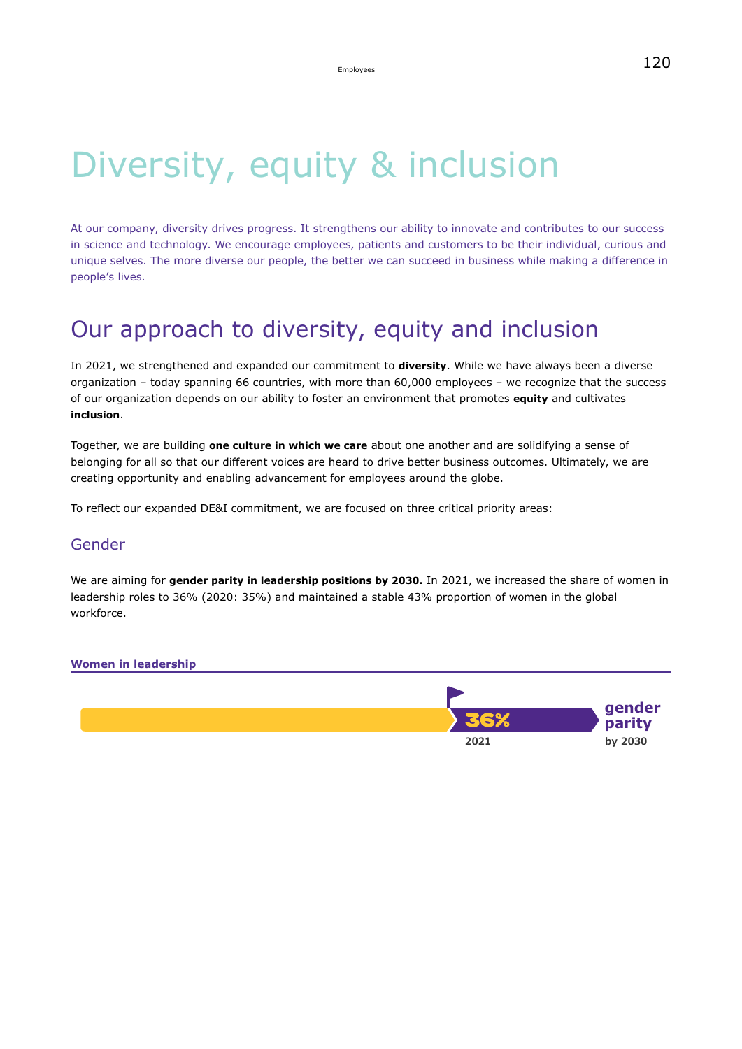# Diversity, equity & inclusion

At our company, diversity drives progress. It strengthens our ability to innovate and contributes to our success in science and technology. We encourage employees, patients and customers to be their individual, curious and unique selves. The more diverse our people, the better we can succeed in business while making a difference in people's lives.

## Our approach to diversity, equity and inclusion

In 2021, we strengthened and expanded our commitment to **diversity**. While we have always been a diverse organization – today spanning 66 countries, with more than 60,000 employees – we recognize that the success of our organization depends on our ability to foster an environment that promotes **equity** and cultivates **inclusion**.

Together, we are building **one culture in which we care** about one another and are solidifying a sense of belonging for all so that our different voices are heard to drive better business outcomes. Ultimately, we are creating opportunity and enabling advancement for employees around the globe.

To reflect our expanded DE&I commitment, we are focused on three critical priority areas:

### Gender

We are aiming for **gender parity in leadership positions by 2030.** In 2021, we increased the share of women in leadership roles to 36% (2020: 35%) and maintained a stable 43% proportion of women in the global workforce.

**Women in leadership**

36%
2021

gender parity
by 2030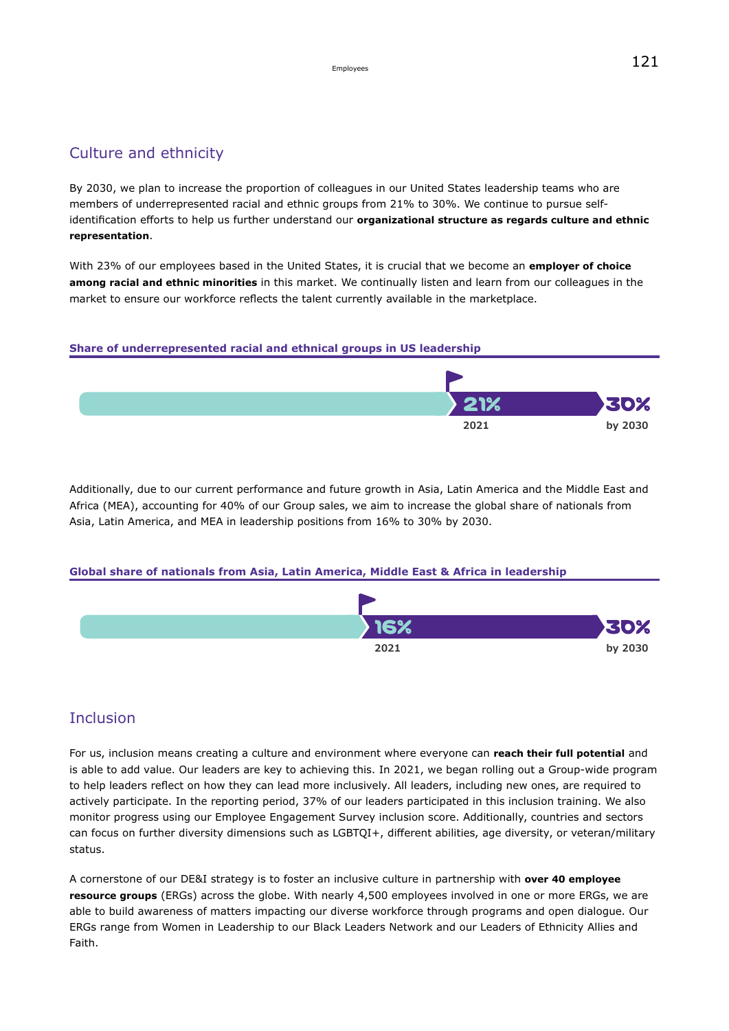## Culture and ethnicity

By 2030, we plan to increase the proportion of colleagues in our United States leadership teams who are members of underrepresented racial and ethnic groups from 21% to 30%. We continue to pursue self-identification efforts to help us further understand our **organizational structure as regards culture and ethnic representation**.

With 23% of our employees based in the United States, it is crucial that we become an **employer of choice among racial and ethnic minorities** in this market. We continually listen and learn from our colleagues in the market to ensure our workforce reflects the talent currently available in the marketplace.

**Share of underrepresented racial and ethnical groups in US leadership**

| 2021 | by 2030 |
|---|---|
| 21% | 30% |

Additionally, due to our current performance and future growth in Asia, Latin America and the Middle East and Africa (MEA), accounting for 40% of our Group sales, we aim to increase the global share of nationals from Asia, Latin America, and MEA in leadership positions from 16% to 30% by 2030.

**Global share of nationals from Asia, Latin America, Middle East & Africa in leadership**

| 2021 | by 2030 |
|---|---|
| 16% | 30% |

## Inclusion

For us, inclusion means creating a culture and environment where everyone can **reach their full potential** and is able to add value. Our leaders are key to achieving this. In 2021, we began rolling out a Group-wide program to help leaders reflect on how they can lead more inclusively. All leaders, including new ones, are required to actively participate. In the reporting period, 37% of our leaders participated in this inclusion training. We also monitor progress using our Employee Engagement Survey inclusion score. Additionally, countries and sectors can focus on further diversity dimensions such as LGBTQI+, different abilities, age diversity, or veteran/military status.

A cornerstone of our DE&I strategy is to foster an inclusive culture in partnership with **over 40 employee resource groups** (ERGs) across the globe. With nearly 4,500 employees involved in one or more ERGs, we are able to build awareness of matters impacting our diverse workforce through programs and open dialogue. Our ERGs range from Women in Leadership to our Black Leaders Network and our Leaders of Ethnicity Allies and Faith.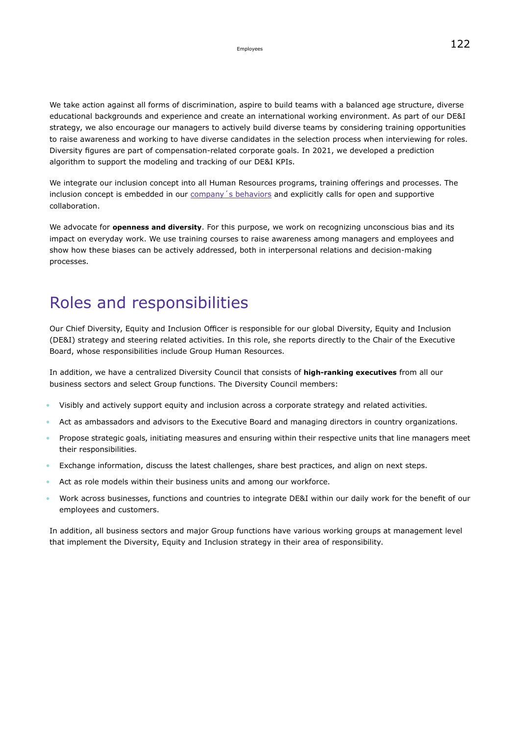We take action against all forms of discrimination, aspire to build teams with a balanced age structure, diverse educational backgrounds and experience and create an international working environment. As part of our DE&I strategy, we also encourage our managers to actively build diverse teams by considering training opportunities to raise awareness and working to have diverse candidates in the selection process when interviewing for roles. Diversity figures are part of compensation-related corporate goals. In 2021, we developed a prediction algorithm to support the modeling and tracking of our DE&I KPIs.

We integrate our inclusion concept into all Human Resources programs, training offerings and processes. The inclusion concept is embedded in our company´s behaviors and explicitly calls for open and supportive collaboration.

We advocate for **openness and diversity**. For this purpose, we work on recognizing unconscious bias and its impact on everyday work. We use training courses to raise awareness among managers and employees and show how these biases can be actively addressed, both in interpersonal relations and decision-making processes.

## Roles and responsibilities

Our Chief Diversity, Equity and Inclusion Officer is responsible for our global Diversity, Equity and Inclusion (DE&I) strategy and steering related activities. In this role, she reports directly to the Chair of the Executive Board, whose responsibilities include Group Human Resources.

In addition, we have a centralized Diversity Council that consists of **high-ranking executives** from all our business sectors and select Group functions. The Diversity Council members:

- Visibly and actively support equity and inclusion across a corporate strategy and related activities.
- Act as ambassadors and advisors to the Executive Board and managing directors in country organizations.
- Propose strategic goals, initiating measures and ensuring within their respective units that line managers meet their responsibilities.
- Exchange information, discuss the latest challenges, share best practices, and align on next steps.
- Act as role models within their business units and among our workforce.
- Work across businesses, functions and countries to integrate DE&I within our daily work for the benefit of our employees and customers.

In addition, all business sectors and major Group functions have various working groups at management level that implement the Diversity, Equity and Inclusion strategy in their area of responsibility.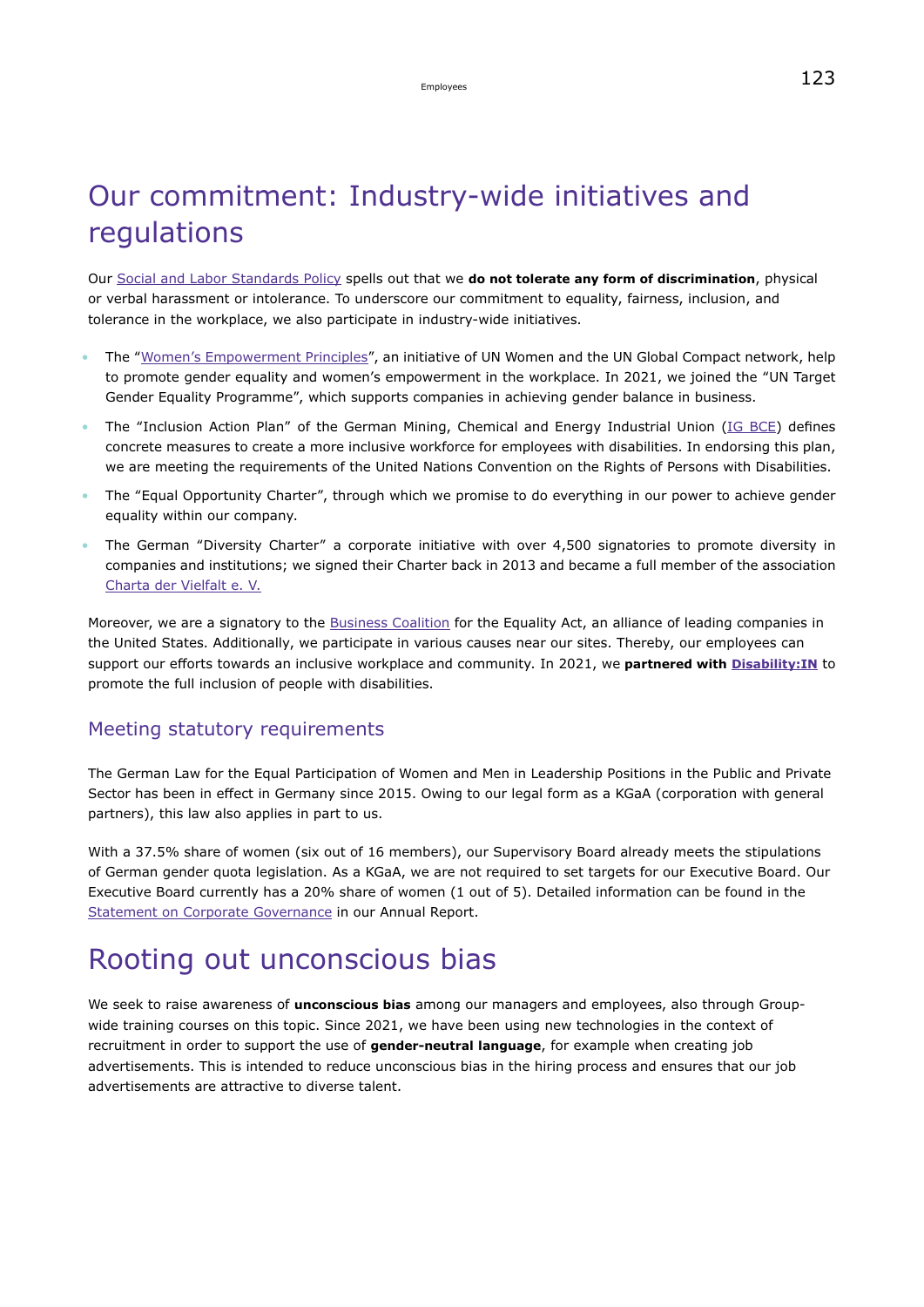# Our commitment: Industry-wide initiatives and regulations

Our Social and Labor Standards Policy spells out that we **do not tolerate any form of discrimination**, physical or verbal harassment or intolerance. To underscore our commitment to equality, fairness, inclusion, and tolerance in the workplace, we also participate in industry-wide initiatives.

- The "Women's Empowerment Principles", an initiative of UN Women and the UN Global Compact network, help to promote gender equality and women's empowerment in the workplace. In 2021, we joined the "UN Target Gender Equality Programme", which supports companies in achieving gender balance in business.
- The "Inclusion Action Plan" of the German Mining, Chemical and Energy Industrial Union (IG BCE) defines concrete measures to create a more inclusive workforce for employees with disabilities. In endorsing this plan, we are meeting the requirements of the United Nations Convention on the Rights of Persons with Disabilities.
- The "Equal Opportunity Charter", through which we promise to do everything in our power to achieve gender equality within our company.
- The German "Diversity Charter" a corporate initiative with over 4,500 signatories to promote diversity in companies and institutions; we signed their Charter back in 2013 and became a full member of the association Charta der Vielfalt e. V.

Moreover, we are a signatory to the Business Coalition for the Equality Act, an alliance of leading companies in the United States. Additionally, we participate in various causes near our sites. Thereby, our employees can support our efforts towards an inclusive workplace and community. In 2021, we **partnered with Disability:IN** to promote the full inclusion of people with disabilities.

## Meeting statutory requirements

The German Law for the Equal Participation of Women and Men in Leadership Positions in the Public and Private Sector has been in effect in Germany since 2015. Owing to our legal form as a KGaA (corporation with general partners), this law also applies in part to us.

With a 37.5% share of women (six out of 16 members), our Supervisory Board already meets the stipulations of German gender quota legislation. As a KGaA, we are not required to set targets for our Executive Board. Our Executive Board currently has a 20% share of women (1 out of 5). Detailed information can be found in the Statement on Corporate Governance in our Annual Report.

# Rooting out unconscious bias

We seek to raise awareness of **unconscious bias** among our managers and employees, also through Group-wide training courses on this topic. Since 2021, we have been using new technologies in the context of recruitment in order to support the use of **gender-neutral language**, for example when creating job advertisements. This is intended to reduce unconscious bias in the hiring process and ensures that our job advertisements are attractive to diverse talent.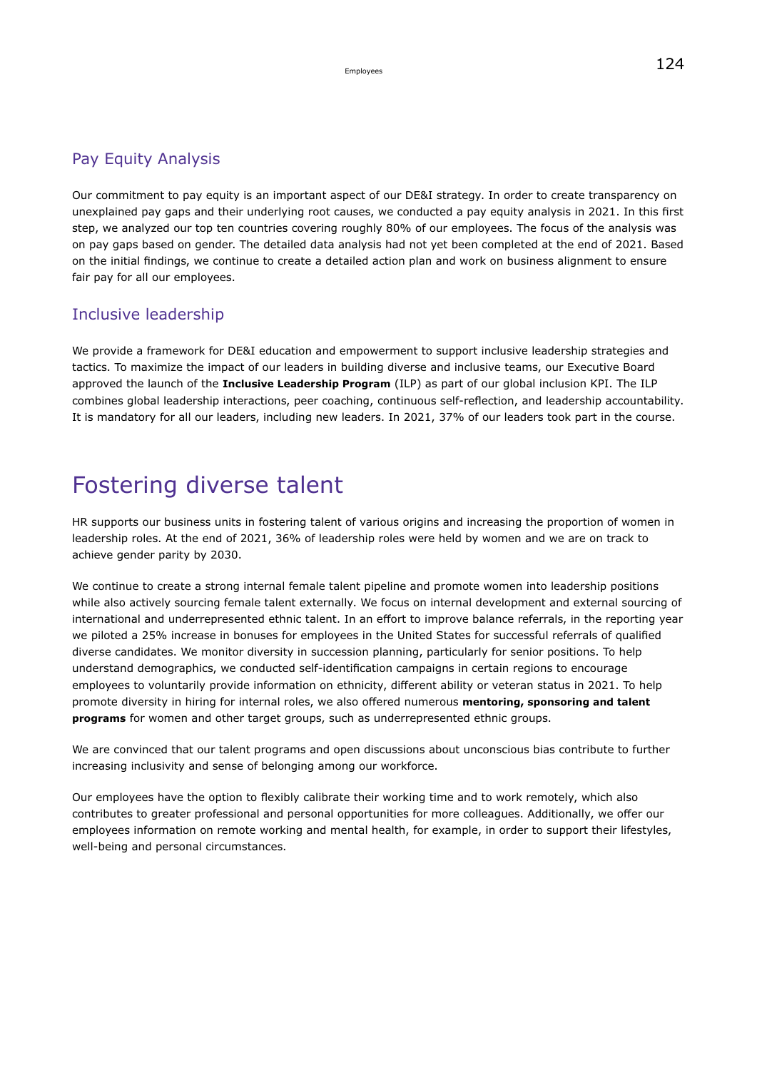## Pay Equity Analysis

Our commitment to pay equity is an important aspect of our DE&I strategy. In order to create transparency on unexplained pay gaps and their underlying root causes, we conducted a pay equity analysis in 2021. In this first step, we analyzed our top ten countries covering roughly 80% of our employees. The focus of the analysis was on pay gaps based on gender. The detailed data analysis had not yet been completed at the end of 2021. Based on the initial findings, we continue to create a detailed action plan and work on business alignment to ensure fair pay for all our employees.

## Inclusive leadership

We provide a framework for DE&I education and empowerment to support inclusive leadership strategies and tactics. To maximize the impact of our leaders in building diverse and inclusive teams, our Executive Board approved the launch of the **Inclusive Leadership Program** (ILP) as part of our global inclusion KPI. The ILP combines global leadership interactions, peer coaching, continuous self-reflection, and leadership accountability. It is mandatory for all our leaders, including new leaders. In 2021, 37% of our leaders took part in the course.

# Fostering diverse talent

HR supports our business units in fostering talent of various origins and increasing the proportion of women in leadership roles. At the end of 2021, 36% of leadership roles were held by women and we are on track to achieve gender parity by 2030.

We continue to create a strong internal female talent pipeline and promote women into leadership positions while also actively sourcing female talent externally. We focus on internal development and external sourcing of international and underrepresented ethnic talent. In an effort to improve balance referrals, in the reporting year we piloted a 25% increase in bonuses for employees in the United States for successful referrals of qualified diverse candidates. We monitor diversity in succession planning, particularly for senior positions. To help understand demographics, we conducted self-identification campaigns in certain regions to encourage employees to voluntarily provide information on ethnicity, different ability or veteran status in 2021. To help promote diversity in hiring for internal roles, we also offered numerous **mentoring, sponsoring and talent programs** for women and other target groups, such as underrepresented ethnic groups.

We are convinced that our talent programs and open discussions about unconscious bias contribute to further increasing inclusivity and sense of belonging among our workforce.

Our employees have the option to flexibly calibrate their working time and to work remotely, which also contributes to greater professional and personal opportunities for more colleagues. Additionally, we offer our employees information on remote working and mental health, for example, in order to support their lifestyles, well-being and personal circumstances.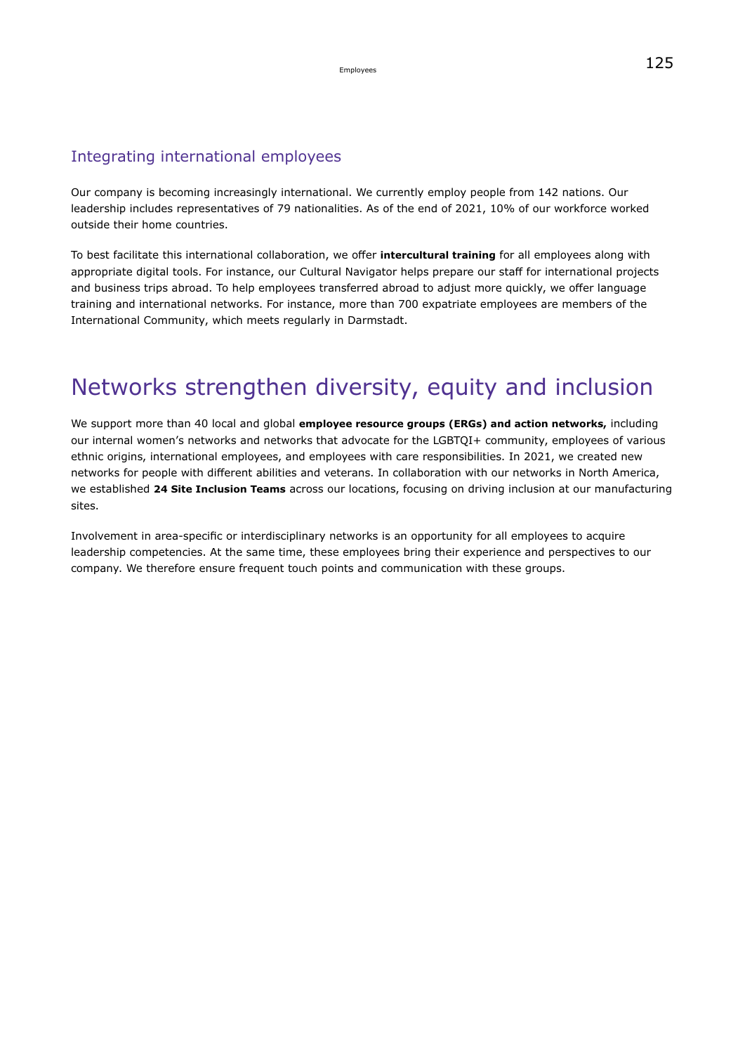## Integrating international employees

Our company is becoming increasingly international. We currently employ people from 142 nations. Our leadership includes representatives of 79 nationalities. As of the end of 2021, 10% of our workforce worked outside their home countries.

To best facilitate this international collaboration, we offer **intercultural training** for all employees along with appropriate digital tools. For instance, our Cultural Navigator helps prepare our staff for international projects and business trips abroad. To help employees transferred abroad to adjust more quickly, we offer language training and international networks. For instance, more than 700 expatriate employees are members of the International Community, which meets regularly in Darmstadt.

# Networks strengthen diversity, equity and inclusion

We support more than 40 local and global **employee resource groups (ERGs) and action networks,** including our internal women's networks and networks that advocate for the LGBTQI+ community, employees of various ethnic origins, international employees, and employees with care responsibilities. In 2021, we created new networks for people with different abilities and veterans. In collaboration with our networks in North America, we established **24 Site Inclusion Teams** across our locations, focusing on driving inclusion at our manufacturing sites.

Involvement in area-specific or interdisciplinary networks is an opportunity for all employees to acquire leadership competencies. At the same time, these employees bring their experience and perspectives to our company. We therefore ensure frequent touch points and communication with these groups.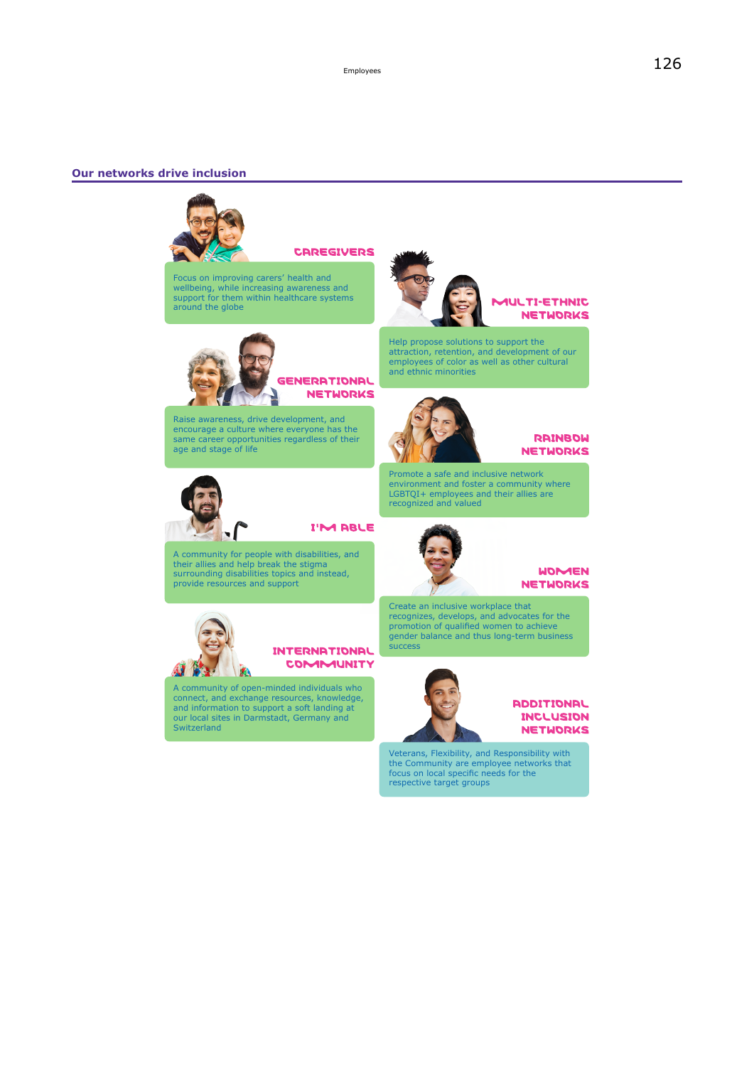## Our networks drive inclusion

### CAREGIVERS

Focus on improving carers' health and wellbeing, while increasing awareness and support for them within healthcare systems around the globe

### GENERATIONAL NETWORKS

Raise awareness, drive development, and encourage a culture where everyone has the same career opportunities regardless of their age and stage of life

### I'M ABLE

A community for people with disabilities, and their allies and help break the stigma surrounding disabilities topics and instead, provide resources and support

### INTERNATIONAL COMMUNITY

A community of open-minded individuals who connect, and exchange resources, knowledge, and information to support a soft landing at our local sites in Darmstadt, Germany and Switzerland

### MULTI-ETHNIC NETWORKS

Help propose solutions to support the attraction, retention, and development of our employees of color as well as other cultural and ethnic minorities

### RAINBOW NETWORKS

Promote a safe and inclusive network environment and foster a community where LGBTQI+ employees and their allies are recognized and valued

### WOMEN NETWORKS

Create an inclusive workplace that recognizes, develops, and advocates for the promotion of qualified women to achieve gender balance and thus long-term business success

### ADDITIONAL INCLUSION NETWORKS

Veterans, Flexibility, and Responsibility with the Community are employee networks that focus on local specific needs for the respective target groups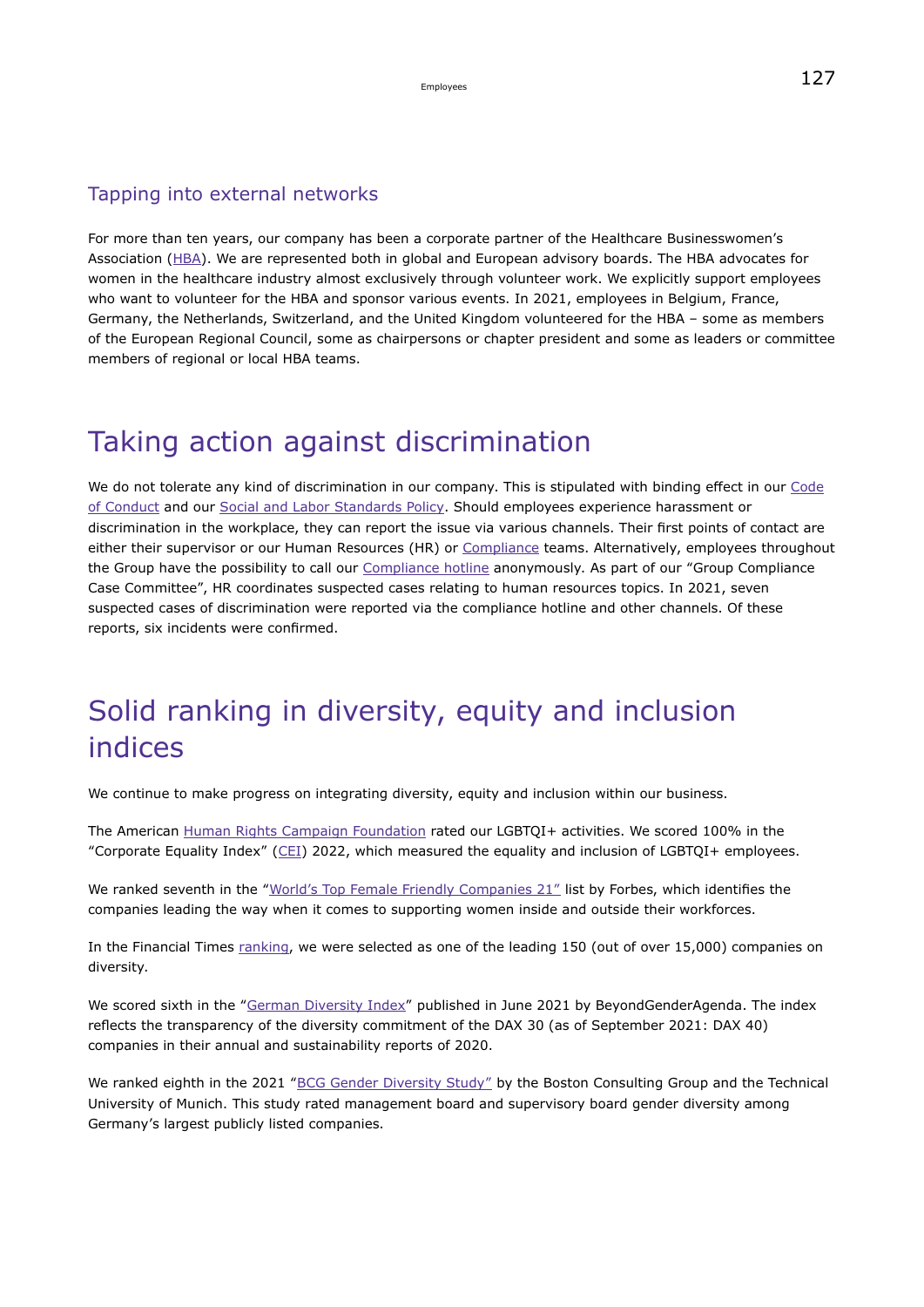### Tapping into external networks

For more than ten years, our company has been a corporate partner of the Healthcare Businesswomen's Association (HBA). We are represented both in global and European advisory boards. The HBA advocates for women in the healthcare industry almost exclusively through volunteer work. We explicitly support employees who want to volunteer for the HBA and sponsor various events. In 2021, employees in Belgium, France, Germany, the Netherlands, Switzerland, and the United Kingdom volunteered for the HBA – some as members of the European Regional Council, some as chairpersons or chapter president and some as leaders or committee members of regional or local HBA teams.

## Taking action against discrimination

We do not tolerate any kind of discrimination in our company. This is stipulated with binding effect in our Code of Conduct and our Social and Labor Standards Policy. Should employees experience harassment or discrimination in the workplace, they can report the issue via various channels. Their first points of contact are either their supervisor or our Human Resources (HR) or Compliance teams. Alternatively, employees throughout the Group have the possibility to call our Compliance hotline anonymously. As part of our "Group Compliance Case Committee", HR coordinates suspected cases relating to human resources topics. In 2021, seven suspected cases of discrimination were reported via the compliance hotline and other channels. Of these reports, six incidents were confirmed.

## Solid ranking in diversity, equity and inclusion indices

We continue to make progress on integrating diversity, equity and inclusion within our business.

The American Human Rights Campaign Foundation rated our LGBTQI+ activities. We scored 100% in the "Corporate Equality Index" (CEI) 2022, which measured the equality and inclusion of LGBTQI+ employees.

We ranked seventh in the "World's Top Female Friendly Companies 21" list by Forbes, which identifies the companies leading the way when it comes to supporting women inside and outside their workforces.

In the Financial Times ranking, we were selected as one of the leading 150 (out of over 15,000) companies on diversity.

We scored sixth in the "German Diversity Index" published in June 2021 by BeyondGenderAgenda. The index reflects the transparency of the diversity commitment of the DAX 30 (as of September 2021: DAX 40) companies in their annual and sustainability reports of 2020.

We ranked eighth in the 2021 "BCG Gender Diversity Study" by the Boston Consulting Group and the Technical University of Munich. This study rated management board and supervisory board gender diversity among Germany's largest publicly listed companies.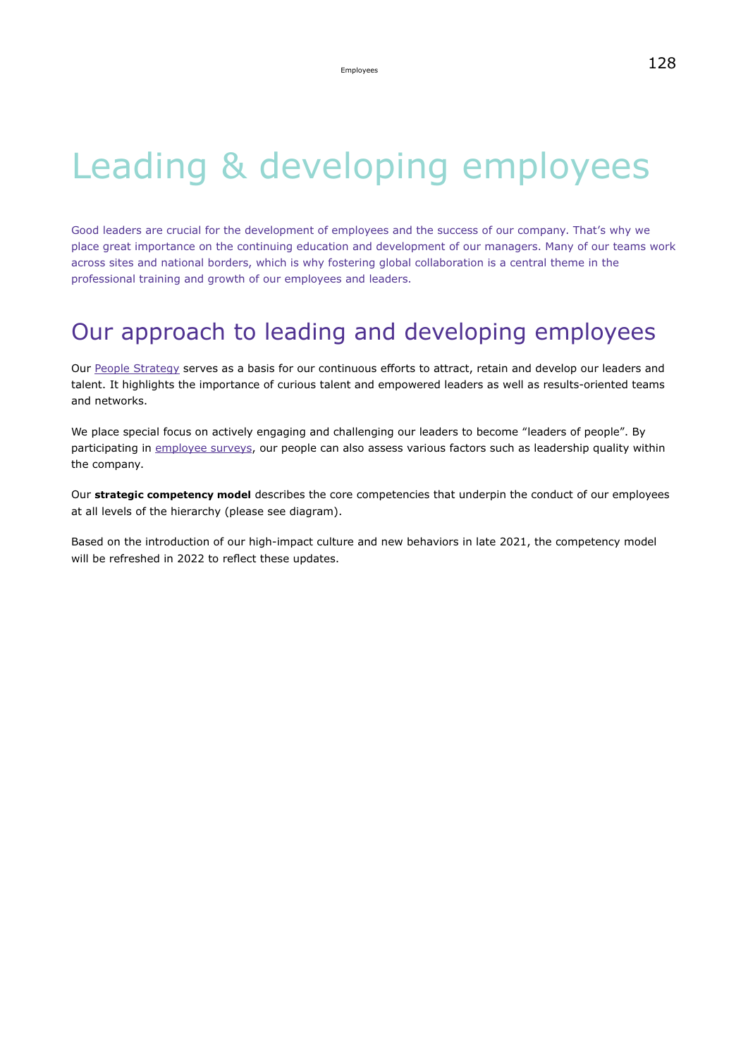# Leading & developing employees

Good leaders are crucial for the development of employees and the success of our company. That's why we place great importance on the continuing education and development of our managers. Many of our teams work across sites and national borders, which is why fostering global collaboration is a central theme in the professional training and growth of our employees and leaders.

## Our approach to leading and developing employees

Our People Strategy serves as a basis for our continuous efforts to attract, retain and develop our leaders and talent. It highlights the importance of curious talent and empowered leaders as well as results-oriented teams and networks.

We place special focus on actively engaging and challenging our leaders to become "leaders of people". By participating in employee surveys, our people can also assess various factors such as leadership quality within the company.

Our **strategic competency model** describes the core competencies that underpin the conduct of our employees at all levels of the hierarchy (please see diagram).

Based on the introduction of our high-impact culture and new behaviors in late 2021, the competency model will be refreshed in 2022 to reflect these updates.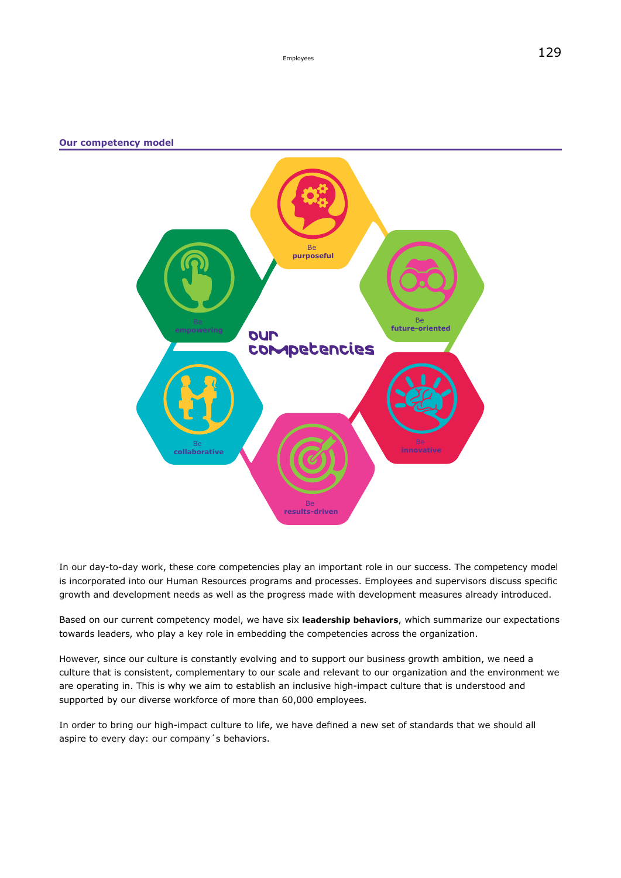## Our competency model

our competencies

Be **purposeful**

Be **future-oriented**

Be **innovative**

Be **results-driven**

Be **collaborative**

Be **empowering**

In our day-to-day work, these core competencies play an important role in our success. The competency model is incorporated into our Human Resources programs and processes. Employees and supervisors discuss specific growth and development needs as well as the progress made with development measures already introduced.

Based on our current competency model, we have six **leadership behaviors**, which summarize our expectations towards leaders, who play a key role in embedding the competencies across the organization.

However, since our culture is constantly evolving and to support our business growth ambition, we need a culture that is consistent, complementary to our scale and relevant to our organization and the environment we are operating in. This is why we aim to establish an inclusive high-impact culture that is understood and supported by our diverse workforce of more than 60,000 employees.

In order to bring our high-impact culture to life, we have defined a new set of standards that we should all aspire to every day: our company´s behaviors.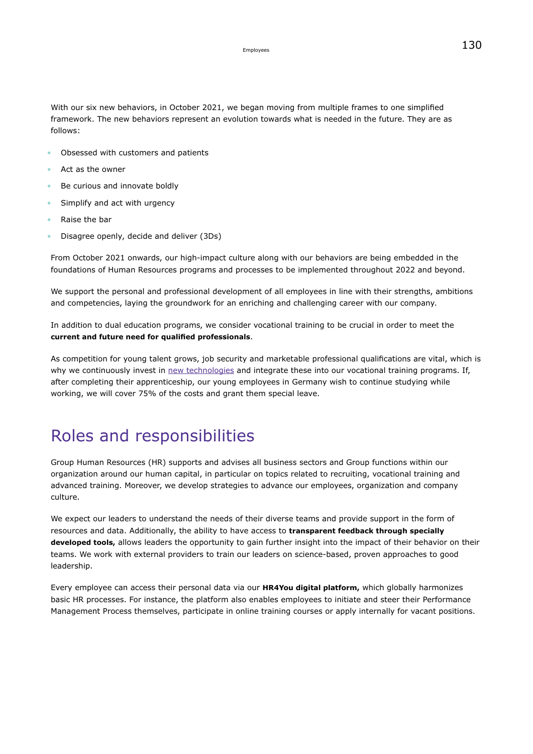With our six new behaviors, in October 2021, we began moving from multiple frames to one simplified framework. The new behaviors represent an evolution towards what is needed in the future. They are as follows:

- Obsessed with customers and patients
- Act as the owner
- Be curious and innovate boldly
- Simplify and act with urgency
- Raise the bar
- Disagree openly, decide and deliver (3Ds)

From October 2021 onwards, our high-impact culture along with our behaviors are being embedded in the foundations of Human Resources programs and processes to be implemented throughout 2022 and beyond.

We support the personal and professional development of all employees in line with their strengths, ambitions and competencies, laying the groundwork for an enriching and challenging career with our company.

In addition to dual education programs, we consider vocational training to be crucial in order to meet the **current and future need for qualified professionals**.

As competition for young talent grows, job security and marketable professional qualifications are vital, which is why we continuously invest in new technologies and integrate these into our vocational training programs. If, after completing their apprenticeship, our young employees in Germany wish to continue studying while working, we will cover 75% of the costs and grant them special leave.

## Roles and responsibilities

Group Human Resources (HR) supports and advises all business sectors and Group functions within our organization around our human capital, in particular on topics related to recruiting, vocational training and advanced training. Moreover, we develop strategies to advance our employees, organization and company culture.

We expect our leaders to understand the needs of their diverse teams and provide support in the form of resources and data. Additionally, the ability to have access to **transparent feedback through specially developed tools,** allows leaders the opportunity to gain further insight into the impact of their behavior on their teams. We work with external providers to train our leaders on science-based, proven approaches to good leadership.

Every employee can access their personal data via our **HR4You digital platform,** which globally harmonizes basic HR processes. For instance, the platform also enables employees to initiate and steer their Performance Management Process themselves, participate in online training courses or apply internally for vacant positions.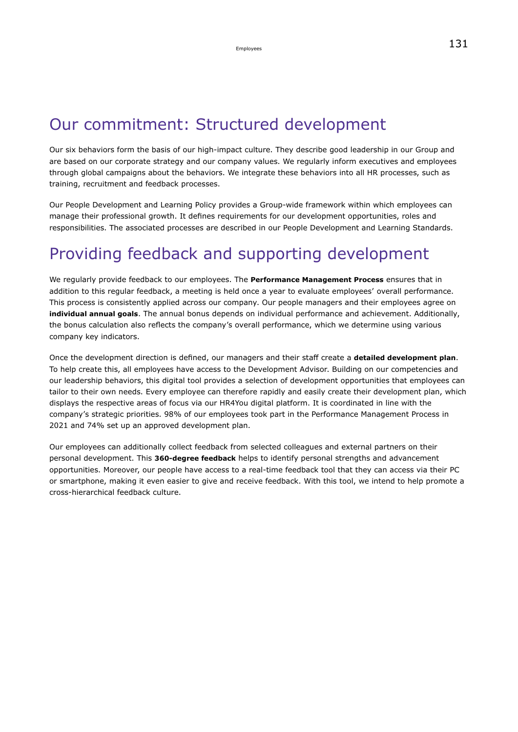# Our commitment: Structured development

Our six behaviors form the basis of our high-impact culture. They describe good leadership in our Group and are based on our corporate strategy and our company values. We regularly inform executives and employees through global campaigns about the behaviors. We integrate these behaviors into all HR processes, such as training, recruitment and feedback processes.

Our People Development and Learning Policy provides a Group-wide framework within which employees can manage their professional growth. It defines requirements for our development opportunities, roles and responsibilities. The associated processes are described in our People Development and Learning Standards.

# Providing feedback and supporting development

We regularly provide feedback to our employees. The **Performance Management Process** ensures that in addition to this regular feedback, a meeting is held once a year to evaluate employees' overall performance. This process is consistently applied across our company. Our people managers and their employees agree on **individual annual goals**. The annual bonus depends on individual performance and achievement. Additionally, the bonus calculation also reflects the company's overall performance, which we determine using various company key indicators.

Once the development direction is defined, our managers and their staff create a **detailed development plan**. To help create this, all employees have access to the Development Advisor. Building on our competencies and our leadership behaviors, this digital tool provides a selection of development opportunities that employees can tailor to their own needs. Every employee can therefore rapidly and easily create their development plan, which displays the respective areas of focus via our HR4You digital platform. It is coordinated in line with the company's strategic priorities. 98% of our employees took part in the Performance Management Process in 2021 and 74% set up an approved development plan.

Our employees can additionally collect feedback from selected colleagues and external partners on their personal development. This **360-degree feedback** helps to identify personal strengths and advancement opportunities. Moreover, our people have access to a real-time feedback tool that they can access via their PC or smartphone, making it even easier to give and receive feedback. With this tool, we intend to help promote a cross-hierarchical feedback culture.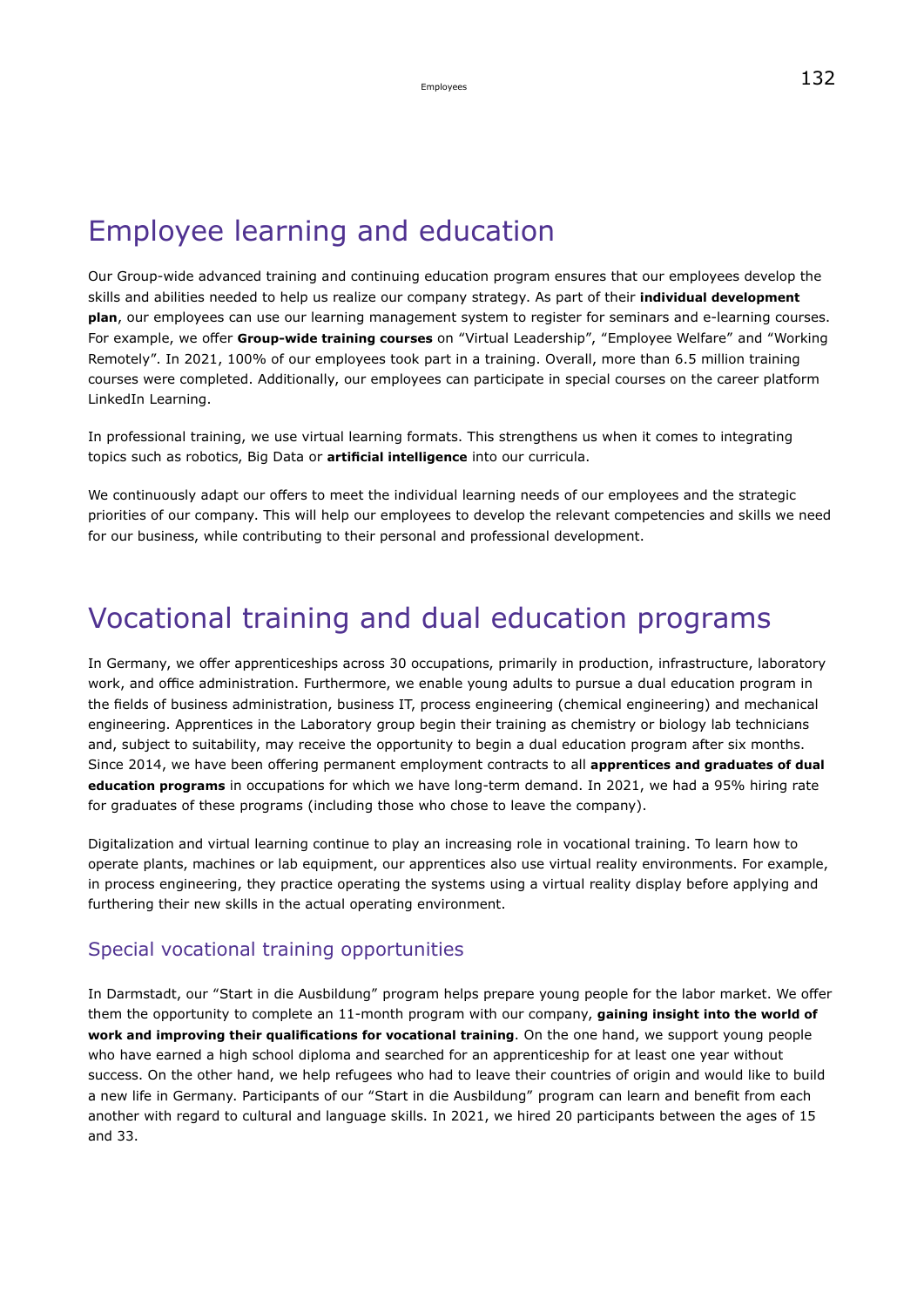# Employee learning and education

Our Group-wide advanced training and continuing education program ensures that our employees develop the skills and abilities needed to help us realize our company strategy. As part of their **individual development plan**, our employees can use our learning management system to register for seminars and e-learning courses. For example, we offer **Group-wide training courses** on “Virtual Leadership”, “Employee Welfare” and “Working Remotely”. In 2021, 100% of our employees took part in a training. Overall, more than 6.5 million training courses were completed. Additionally, our employees can participate in special courses on the career platform LinkedIn Learning.

In professional training, we use virtual learning formats. This strengthens us when it comes to integrating topics such as robotics, Big Data or **artificial intelligence** into our curricula.

We continuously adapt our offers to meet the individual learning needs of our employees and the strategic priorities of our company. This will help our employees to develop the relevant competencies and skills we need for our business, while contributing to their personal and professional development.

# Vocational training and dual education programs

In Germany, we offer apprenticeships across 30 occupations, primarily in production, infrastructure, laboratory work, and office administration. Furthermore, we enable young adults to pursue a dual education program in the fields of business administration, business IT, process engineering (chemical engineering) and mechanical engineering. Apprentices in the Laboratory group begin their training as chemistry or biology lab technicians and, subject to suitability, may receive the opportunity to begin a dual education program after six months. Since 2014, we have been offering permanent employment contracts to all **apprentices and graduates of dual education programs** in occupations for which we have long-term demand. In 2021, we had a 95% hiring rate for graduates of these programs (including those who chose to leave the company).

Digitalization and virtual learning continue to play an increasing role in vocational training. To learn how to operate plants, machines or lab equipment, our apprentices also use virtual reality environments. For example, in process engineering, they practice operating the systems using a virtual reality display before applying and furthering their new skills in the actual operating environment.

## Special vocational training opportunities

In Darmstadt, our “Start in die Ausbildung” program helps prepare young people for the labor market. We offer them the opportunity to complete an 11-month program with our company, **gaining insight into the world of work and improving their qualifications for vocational training**. On the one hand, we support young people who have earned a high school diploma and searched for an apprenticeship for at least one year without success. On the other hand, we help refugees who had to leave their countries of origin and would like to build a new life in Germany. Participants of our “Start in die Ausbildung” program can learn and benefit from each another with regard to cultural and language skills. In 2021, we hired 20 participants between the ages of 15 and 33.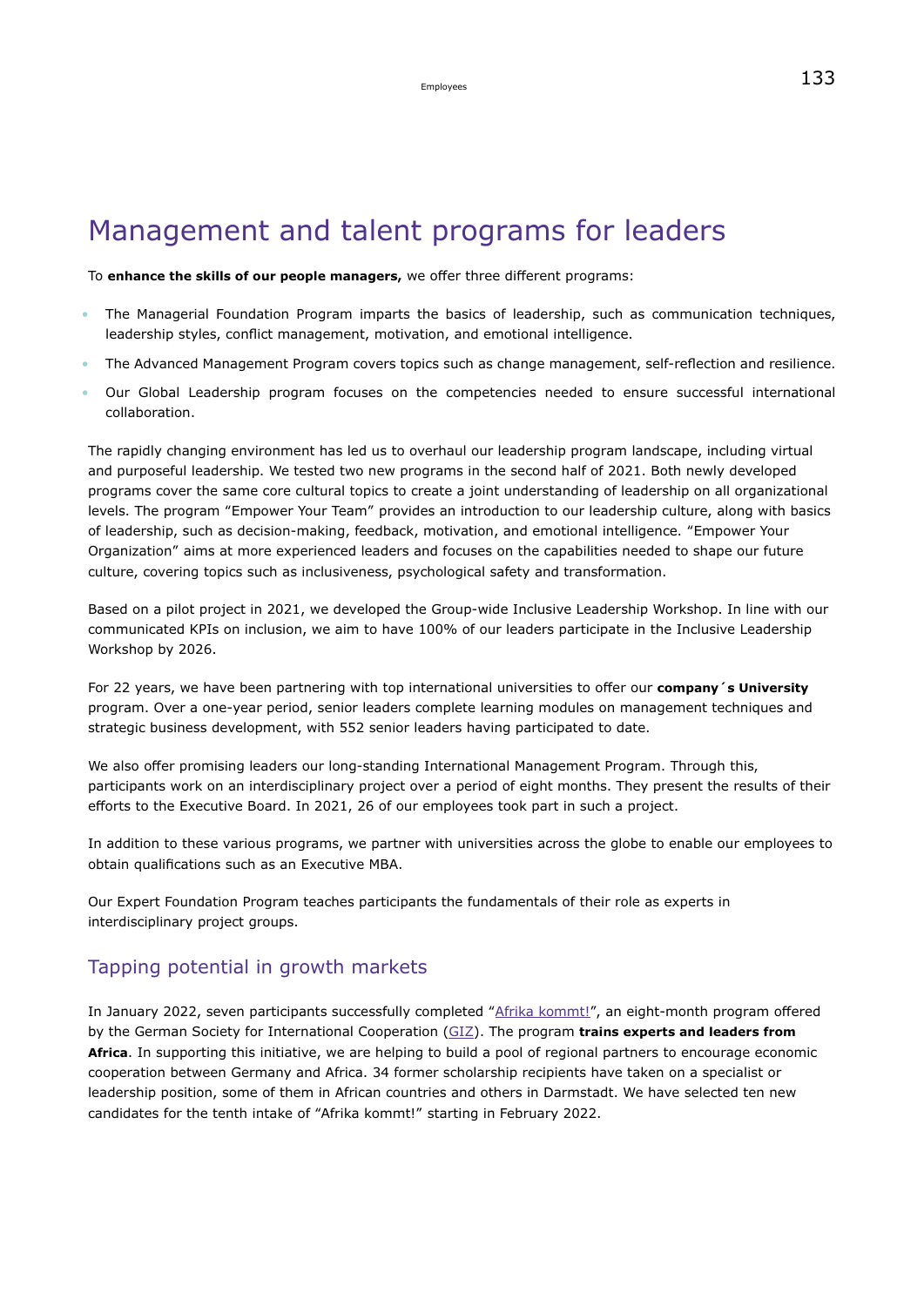# Management and talent programs for leaders

To **enhance the skills of our people managers,** we offer three different programs:

- The Managerial Foundation Program imparts the basics of leadership, such as communication techniques, leadership styles, conflict management, motivation, and emotional intelligence.
- The Advanced Management Program covers topics such as change management, self-reflection and resilience.
- Our Global Leadership program focuses on the competencies needed to ensure successful international collaboration.

The rapidly changing environment has led us to overhaul our leadership program landscape, including virtual and purposeful leadership. We tested two new programs in the second half of 2021. Both newly developed programs cover the same core cultural topics to create a joint understanding of leadership on all organizational levels. The program "Empower Your Team" provides an introduction to our leadership culture, along with basics of leadership, such as decision-making, feedback, motivation, and emotional intelligence. "Empower Your Organization" aims at more experienced leaders and focuses on the capabilities needed to shape our future culture, covering topics such as inclusiveness, psychological safety and transformation.

Based on a pilot project in 2021, we developed the Group-wide Inclusive Leadership Workshop. In line with our communicated KPIs on inclusion, we aim to have 100% of our leaders participate in the Inclusive Leadership Workshop by 2026.

For 22 years, we have been partnering with top international universities to offer our **company´s University** program. Over a one-year period, senior leaders complete learning modules on management techniques and strategic business development, with 552 senior leaders having participated to date.

We also offer promising leaders our long-standing International Management Program. Through this, participants work on an interdisciplinary project over a period of eight months. They present the results of their efforts to the Executive Board. In 2021, 26 of our employees took part in such a project.

In addition to these various programs, we partner with universities across the globe to enable our employees to obtain qualifications such as an Executive MBA.

Our Expert Foundation Program teaches participants the fundamentals of their role as experts in interdisciplinary project groups.

## Tapping potential in growth markets

In January 2022, seven participants successfully completed "Afrika kommt!", an eight-month program offered by the German Society for International Cooperation (GIZ). The program **trains experts and leaders from Africa**. In supporting this initiative, we are helping to build a pool of regional partners to encourage economic cooperation between Germany and Africa. 34 former scholarship recipients have taken on a specialist or leadership position, some of them in African countries and others in Darmstadt. We have selected ten new candidates for the tenth intake of "Afrika kommt!" starting in February 2022.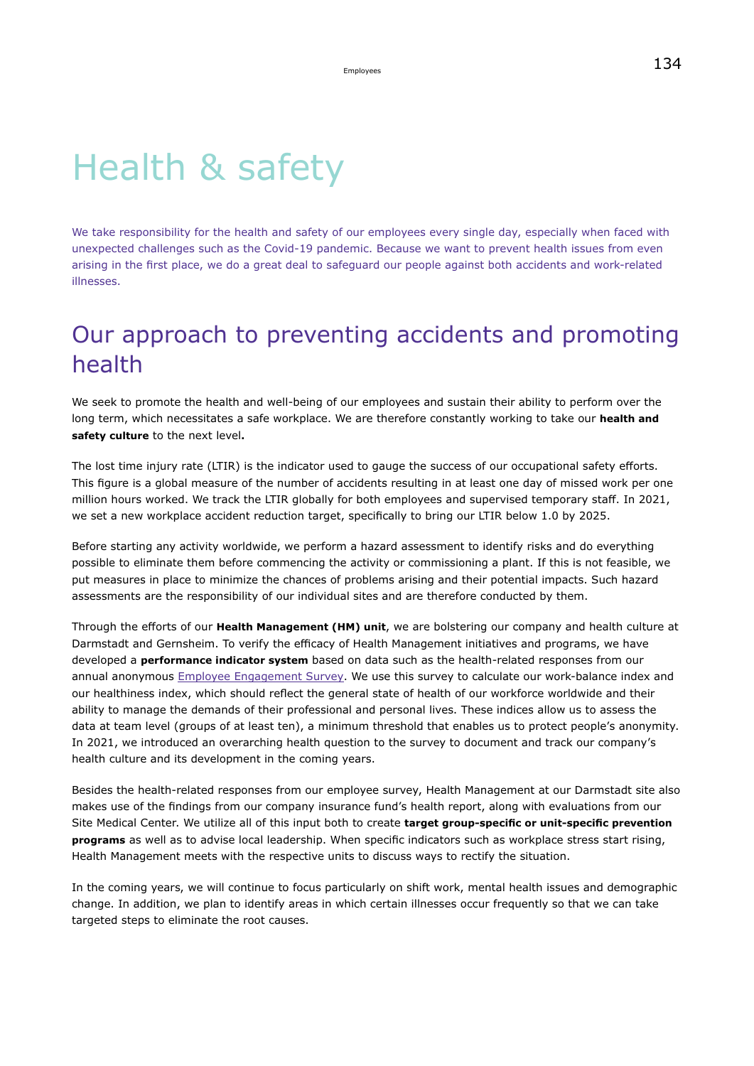# Health & safety

We take responsibility for the health and safety of our employees every single day, especially when faced with unexpected challenges such as the Covid-19 pandemic. Because we want to prevent health issues from even arising in the first place, we do a great deal to safeguard our people against both accidents and work-related illnesses.

## Our approach to preventing accidents and promoting health

We seek to promote the health and well-being of our employees and sustain their ability to perform over the long term, which necessitates a safe workplace. We are therefore constantly working to take our **health and safety culture** to the next level**.**

The lost time injury rate (LTIR) is the indicator used to gauge the success of our occupational safety efforts. This figure is a global measure of the number of accidents resulting in at least one day of missed work per one million hours worked. We track the LTIR globally for both employees and supervised temporary staff. In 2021, we set a new workplace accident reduction target, specifically to bring our LTIR below 1.0 by 2025.

Before starting any activity worldwide, we perform a hazard assessment to identify risks and do everything possible to eliminate them before commencing the activity or commissioning a plant. If this is not feasible, we put measures in place to minimize the chances of problems arising and their potential impacts. Such hazard assessments are the responsibility of our individual sites and are therefore conducted by them.

Through the efforts of our **Health Management (HM) unit**, we are bolstering our company and health culture at Darmstadt and Gernsheim. To verify the efficacy of Health Management initiatives and programs, we have developed a **performance indicator system** based on data such as the health-related responses from our annual anonymous Employee Engagement Survey. We use this survey to calculate our work-balance index and our healthiness index, which should reflect the general state of health of our workforce worldwide and their ability to manage the demands of their professional and personal lives. These indices allow us to assess the data at team level (groups of at least ten), a minimum threshold that enables us to protect people's anonymity. In 2021, we introduced an overarching health question to the survey to document and track our company's health culture and its development in the coming years.

Besides the health-related responses from our employee survey, Health Management at our Darmstadt site also makes use of the findings from our company insurance fund's health report, along with evaluations from our Site Medical Center. We utilize all of this input both to create **target group-specific or unit-specific prevention programs** as well as to advise local leadership. When specific indicators such as workplace stress start rising, Health Management meets with the respective units to discuss ways to rectify the situation.

In the coming years, we will continue to focus particularly on shift work, mental health issues and demographic change. In addition, we plan to identify areas in which certain illnesses occur frequently so that we can take targeted steps to eliminate the root causes.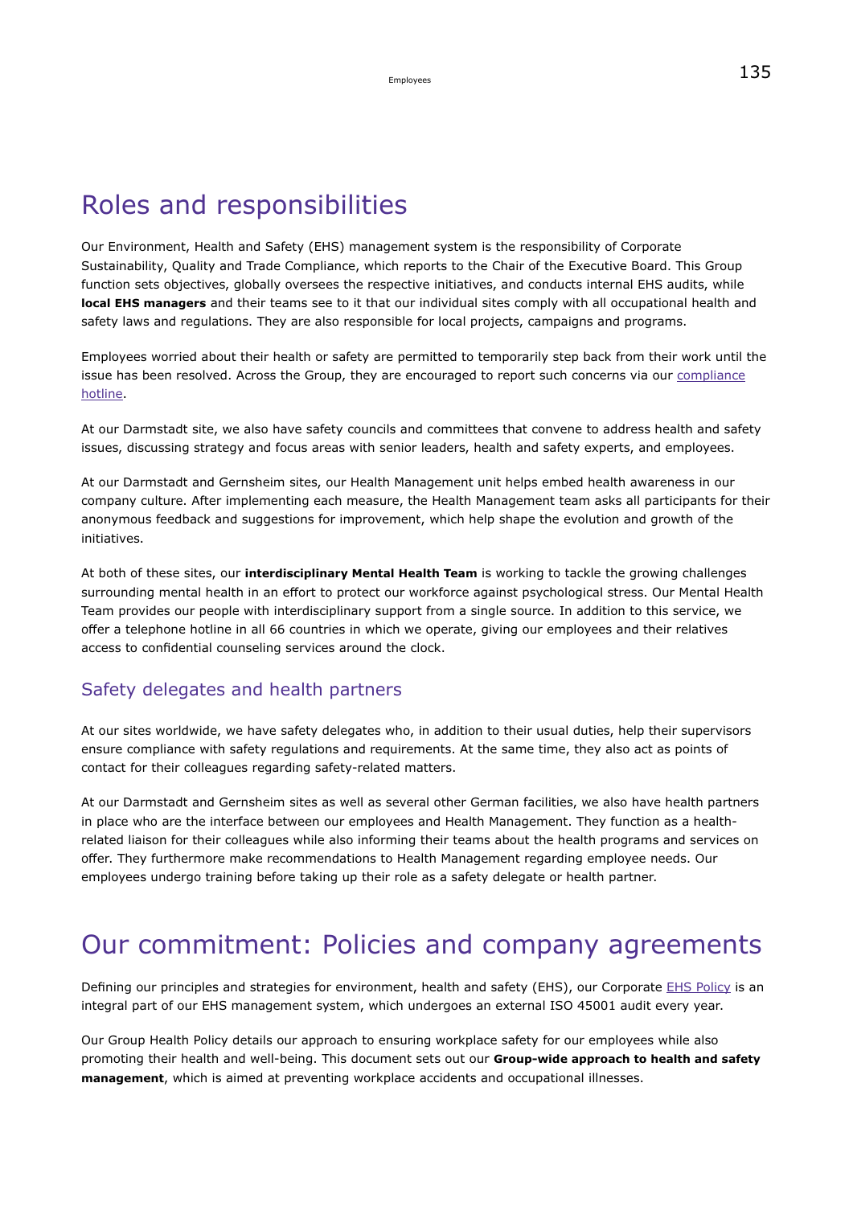# Roles and responsibilities

Our Environment, Health and Safety (EHS) management system is the responsibility of Corporate Sustainability, Quality and Trade Compliance, which reports to the Chair of the Executive Board. This Group function sets objectives, globally oversees the respective initiatives, and conducts internal EHS audits, while **local EHS managers** and their teams see to it that our individual sites comply with all occupational health and safety laws and regulations. They are also responsible for local projects, campaigns and programs.

Employees worried about their health or safety are permitted to temporarily step back from their work until the issue has been resolved. Across the Group, they are encouraged to report such concerns via our compliance hotline.

At our Darmstadt site, we also have safety councils and committees that convene to address health and safety issues, discussing strategy and focus areas with senior leaders, health and safety experts, and employees.

At our Darmstadt and Gernsheim sites, our Health Management unit helps embed health awareness in our company culture. After implementing each measure, the Health Management team asks all participants for their anonymous feedback and suggestions for improvement, which help shape the evolution and growth of the initiatives.

At both of these sites, our **interdisciplinary Mental Health Team** is working to tackle the growing challenges surrounding mental health in an effort to protect our workforce against psychological stress. Our Mental Health Team provides our people with interdisciplinary support from a single source. In addition to this service, we offer a telephone hotline in all 66 countries in which we operate, giving our employees and their relatives access to confidential counseling services around the clock.

## Safety delegates and health partners

At our sites worldwide, we have safety delegates who, in addition to their usual duties, help their supervisors ensure compliance with safety regulations and requirements. At the same time, they also act as points of contact for their colleagues regarding safety-related matters.

At our Darmstadt and Gernsheim sites as well as several other German facilities, we also have health partners in place who are the interface between our employees and Health Management. They function as a health-related liaison for their colleagues while also informing their teams about the health programs and services on offer. They furthermore make recommendations to Health Management regarding employee needs. Our employees undergo training before taking up their role as a safety delegate or health partner.

# Our commitment: Policies and company agreements

Defining our principles and strategies for environment, health and safety (EHS), our Corporate EHS Policy is an integral part of our EHS management system, which undergoes an external ISO 45001 audit every year.

Our Group Health Policy details our approach to ensuring workplace safety for our employees while also promoting their health and well-being. This document sets out our **Group-wide approach to health and safety management**, which is aimed at preventing workplace accidents and occupational illnesses.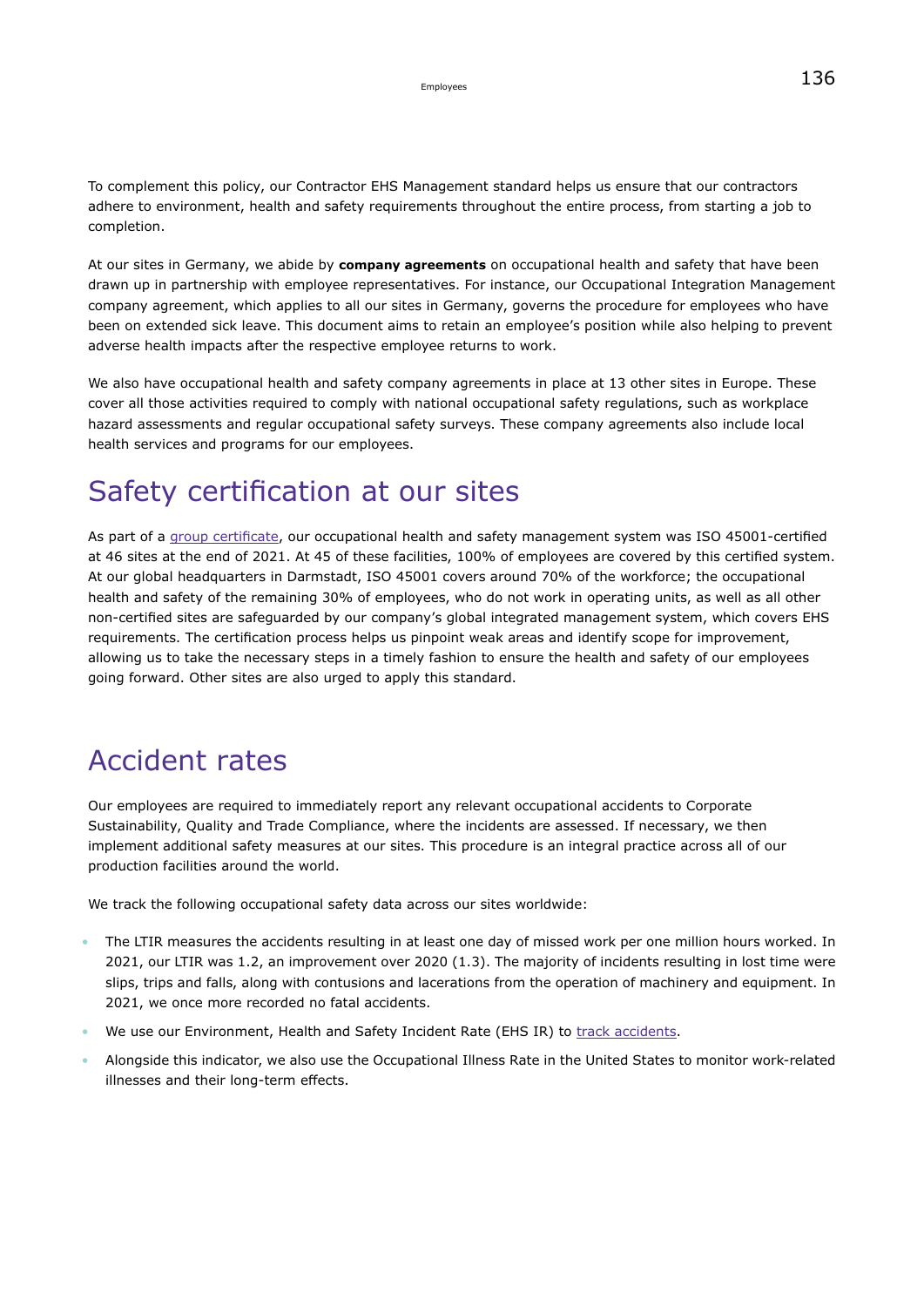To complement this policy, our Contractor EHS Management standard helps us ensure that our contractors adhere to environment, health and safety requirements throughout the entire process, from starting a job to completion.

At our sites in Germany, we abide by **company agreements** on occupational health and safety that have been drawn up in partnership with employee representatives. For instance, our Occupational Integration Management company agreement, which applies to all our sites in Germany, governs the procedure for employees who have been on extended sick leave. This document aims to retain an employee's position while also helping to prevent adverse health impacts after the respective employee returns to work.

We also have occupational health and safety company agreements in place at 13 other sites in Europe. These cover all those activities required to comply with national occupational safety regulations, such as workplace hazard assessments and regular occupational safety surveys. These company agreements also include local health services and programs for our employees.

## Safety certification at our sites

As part of a group certificate, our occupational health and safety management system was ISO 45001-certified at 46 sites at the end of 2021. At 45 of these facilities, 100% of employees are covered by this certified system. At our global headquarters in Darmstadt, ISO 45001 covers around 70% of the workforce; the occupational health and safety of the remaining 30% of employees, who do not work in operating units, as well as all other non-certified sites are safeguarded by our company's global integrated management system, which covers EHS requirements. The certification process helps us pinpoint weak areas and identify scope for improvement, allowing us to take the necessary steps in a timely fashion to ensure the health and safety of our employees going forward. Other sites are also urged to apply this standard.

## Accident rates

Our employees are required to immediately report any relevant occupational accidents to Corporate Sustainability, Quality and Trade Compliance, where the incidents are assessed. If necessary, we then implement additional safety measures at our sites. This procedure is an integral practice across all of our production facilities around the world.

We track the following occupational safety data across our sites worldwide:

- The LTIR measures the accidents resulting in at least one day of missed work per one million hours worked. In 2021, our LTIR was 1.2, an improvement over 2020 (1.3). The majority of incidents resulting in lost time were slips, trips and falls, along with contusions and lacerations from the operation of machinery and equipment. In 2021, we once more recorded no fatal accidents.
- We use our Environment, Health and Safety Incident Rate (EHS IR) to track accidents.
- Alongside this indicator, we also use the Occupational Illness Rate in the United States to monitor work-related illnesses and their long-term effects.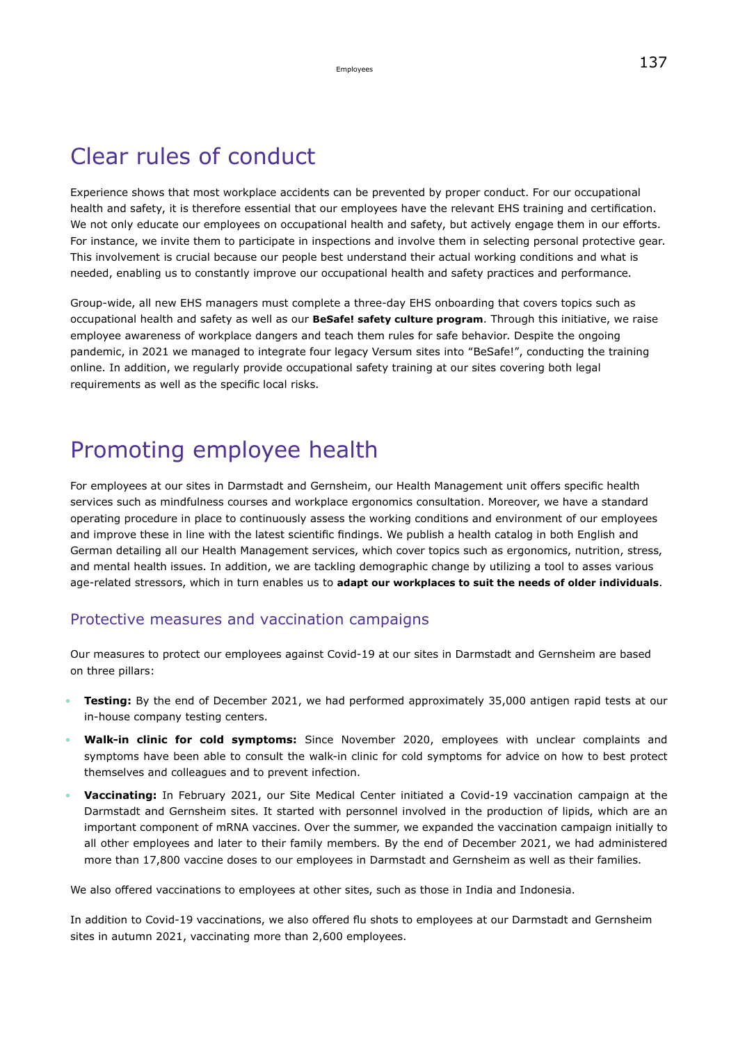# Clear rules of conduct

Experience shows that most workplace accidents can be prevented by proper conduct. For our occupational health and safety, it is therefore essential that our employees have the relevant EHS training and certification. We not only educate our employees on occupational health and safety, but actively engage them in our efforts. For instance, we invite them to participate in inspections and involve them in selecting personal protective gear. This involvement is crucial because our people best understand their actual working conditions and what is needed, enabling us to constantly improve our occupational health and safety practices and performance.

Group-wide, all new EHS managers must complete a three-day EHS onboarding that covers topics such as occupational health and safety as well as our **BeSafe! safety culture program**. Through this initiative, we raise employee awareness of workplace dangers and teach them rules for safe behavior. Despite the ongoing pandemic, in 2021 we managed to integrate four legacy Versum sites into "BeSafe!", conducting the training online. In addition, we regularly provide occupational safety training at our sites covering both legal requirements as well as the specific local risks.

# Promoting employee health

For employees at our sites in Darmstadt and Gernsheim, our Health Management unit offers specific health services such as mindfulness courses and workplace ergonomics consultation. Moreover, we have a standard operating procedure in place to continuously assess the working conditions and environment of our employees and improve these in line with the latest scientific findings. We publish a health catalog in both English and German detailing all our Health Management services, which cover topics such as ergonomics, nutrition, stress, and mental health issues. In addition, we are tackling demographic change by utilizing a tool to asses various age-related stressors, which in turn enables us to **adapt our workplaces to suit the needs of older individuals**.

## Protective measures and vaccination campaigns

Our measures to protect our employees against Covid-19 at our sites in Darmstadt and Gernsheim are based on three pillars:

- **Testing:** By the end of December 2021, we had performed approximately 35,000 antigen rapid tests at our in-house company testing centers.
- **Walk-in clinic for cold symptoms:** Since November 2020, employees with unclear complaints and symptoms have been able to consult the walk-in clinic for cold symptoms for advice on how to best protect themselves and colleagues and to prevent infection.
- **Vaccinating:** In February 2021, our Site Medical Center initiated a Covid-19 vaccination campaign at the Darmstadt and Gernsheim sites. It started with personnel involved in the production of lipids, which are an important component of mRNA vaccines. Over the summer, we expanded the vaccination campaign initially to all other employees and later to their family members. By the end of December 2021, we had administered more than 17,800 vaccine doses to our employees in Darmstadt and Gernsheim as well as their families.

We also offered vaccinations to employees at other sites, such as those in India and Indonesia.

In addition to Covid-19 vaccinations, we also offered flu shots to employees at our Darmstadt and Gernsheim sites in autumn 2021, vaccinating more than 2,600 employees.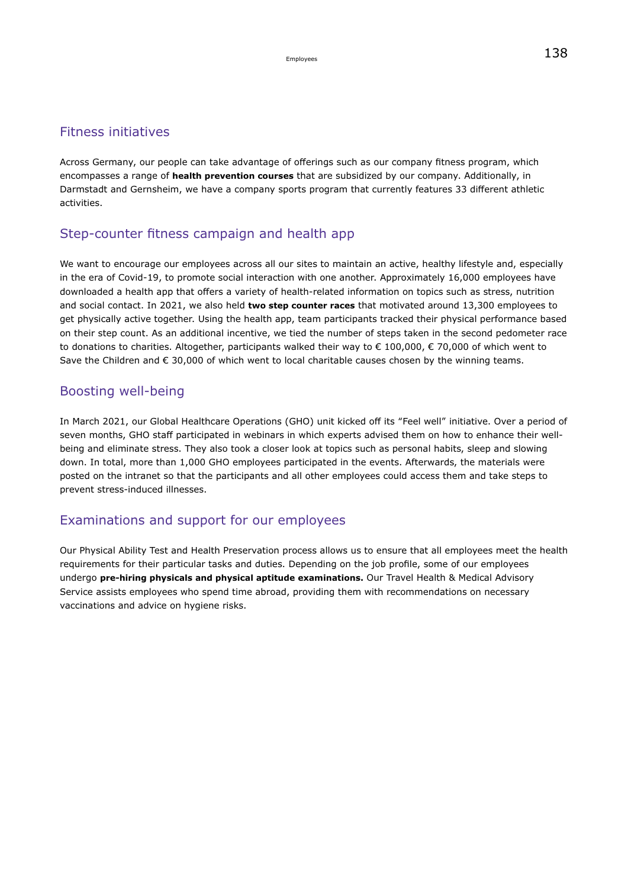## Fitness initiatives

Across Germany, our people can take advantage of offerings such as our company fitness program, which encompasses a range of **health prevention courses** that are subsidized by our company. Additionally, in Darmstadt and Gernsheim, we have a company sports program that currently features 33 different athletic activities.

## Step-counter fitness campaign and health app

We want to encourage our employees across all our sites to maintain an active, healthy lifestyle and, especially in the era of Covid-19, to promote social interaction with one another. Approximately 16,000 employees have downloaded a health app that offers a variety of health-related information on topics such as stress, nutrition and social contact. In 2021, we also held **two step counter races** that motivated around 13,300 employees to get physically active together. Using the health app, team participants tracked their physical performance based on their step count. As an additional incentive, we tied the number of steps taken in the second pedometer race to donations to charities. Altogether, participants walked their way to € 100,000, € 70,000 of which went to Save the Children and € 30,000 of which went to local charitable causes chosen by the winning teams.

## Boosting well-being

In March 2021, our Global Healthcare Operations (GHO) unit kicked off its "Feel well" initiative. Over a period of seven months, GHO staff participated in webinars in which experts advised them on how to enhance their well-being and eliminate stress. They also took a closer look at topics such as personal habits, sleep and slowing down. In total, more than 1,000 GHO employees participated in the events. Afterwards, the materials were posted on the intranet so that the participants and all other employees could access them and take steps to prevent stress-induced illnesses.

## Examinations and support for our employees

Our Physical Ability Test and Health Preservation process allows us to ensure that all employees meet the health requirements for their particular tasks and duties. Depending on the job profile, some of our employees undergo **pre-hiring physicals and physical aptitude examinations.** Our Travel Health & Medical Advisory Service assists employees who spend time abroad, providing them with recommendations on necessary vaccinations and advice on hygiene risks.